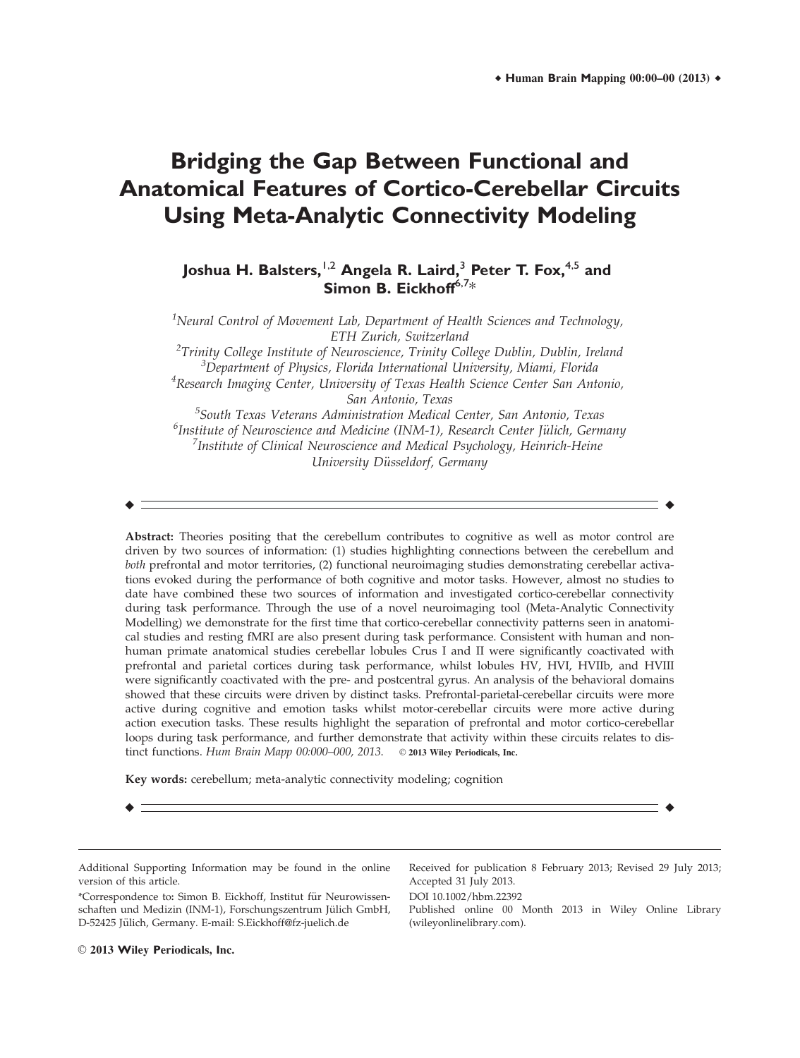# Bridging the Gap Between Functional and Anatomical Features of Cortico-Cerebellar Circuits Using Meta-Analytic Connectivity Modeling

**Joshua H. Balsters,[1,2] Angela R. Laird,[3] Peter T. Fox,[4,5] and Simon B. Eickhoff[6,7]***

[1]*Neural Control of Movement Lab, Department of Health Sciences and Technology, ETH Zurich, Switzerland*

[2]*Trinity College Institute of Neuroscience, Trinity College Dublin, Dublin, Ireland*

[3]*Department of Physics, Florida International University, Miami, Florida*

[4]*Research Imaging Center, University of Texas Health Science Center San Antonio, San Antonio, Texas*

[5]*South Texas Veterans Administration Medical Center, San Antonio, Texas*

[6]*Institute of Neuroscience and Medicine (INM-1), Research Center Jülich, Germany*

[7]*Institute of Clinical Neuroscience and Medical Psychology, Heinrich-Heine University Düsseldorf, Germany*

**Abstract:** Theories positing that the cerebellum contributes to cognitive as well as motor control are driven by two sources of information: (1) studies highlighting connections between the cerebellum and *both* prefrontal and motor territories, (2) functional neuroimaging studies demonstrating cerebellar activations evoked during the performance of both cognitive and motor tasks. However, almost no studies to date have combined these two sources of information and investigated cortico-cerebellar connectivity during task performance. Through the use of a novel neuroimaging tool (Meta-Analytic Connectivity Modelling) we demonstrate for the first time that cortico-cerebellar connectivity patterns seen in anatomical studies and resting fMRI are also present during task performance. Consistent with human and non-human primate anatomical studies cerebellar lobules Crus I and II were significantly coactivated with prefrontal and parietal cortices during task performance, whilst lobules HV, HVI, HVIIb, and HVIII were significantly coactivated with the pre- and postcentral gyrus. An analysis of the behavioral domains showed that these circuits were driven by distinct tasks. Prefrontal-parietal-cerebellar circuits were more active during cognitive and emotion tasks whilst motor-cerebellar circuits were more active during action execution tasks. These results highlight the separation of prefrontal and motor cortico-cerebellar loops during task performance, and further demonstrate that activity within these circuits relates to distinct functions. *Hum Brain Mapp 00:000–000, 2013.* © 2013 Wiley Periodicals, Inc.

**Key words:** cerebellum; meta-analytic connectivity modeling; cognition

Additional Supporting Information may be found in the online version of this article.

*Correspondence to: Simon B. Eickhoff, Institut für Neurowissenschaften und Medizin (INM-1), Forschungszentrum Jülich GmbH, D-52425 Jülich, Germany. E-mail: S.Eickhoff@fz-juelich.de

Received for publication 8 February 2013; Revised 29 July 2013; Accepted 31 July 2013.

DOI 10.1002/hbm.22392

Published online 00 Month 2013 in Wiley Online Library (wileyonlinelibrary.com).

© 2013 Wiley Periodicals, Inc.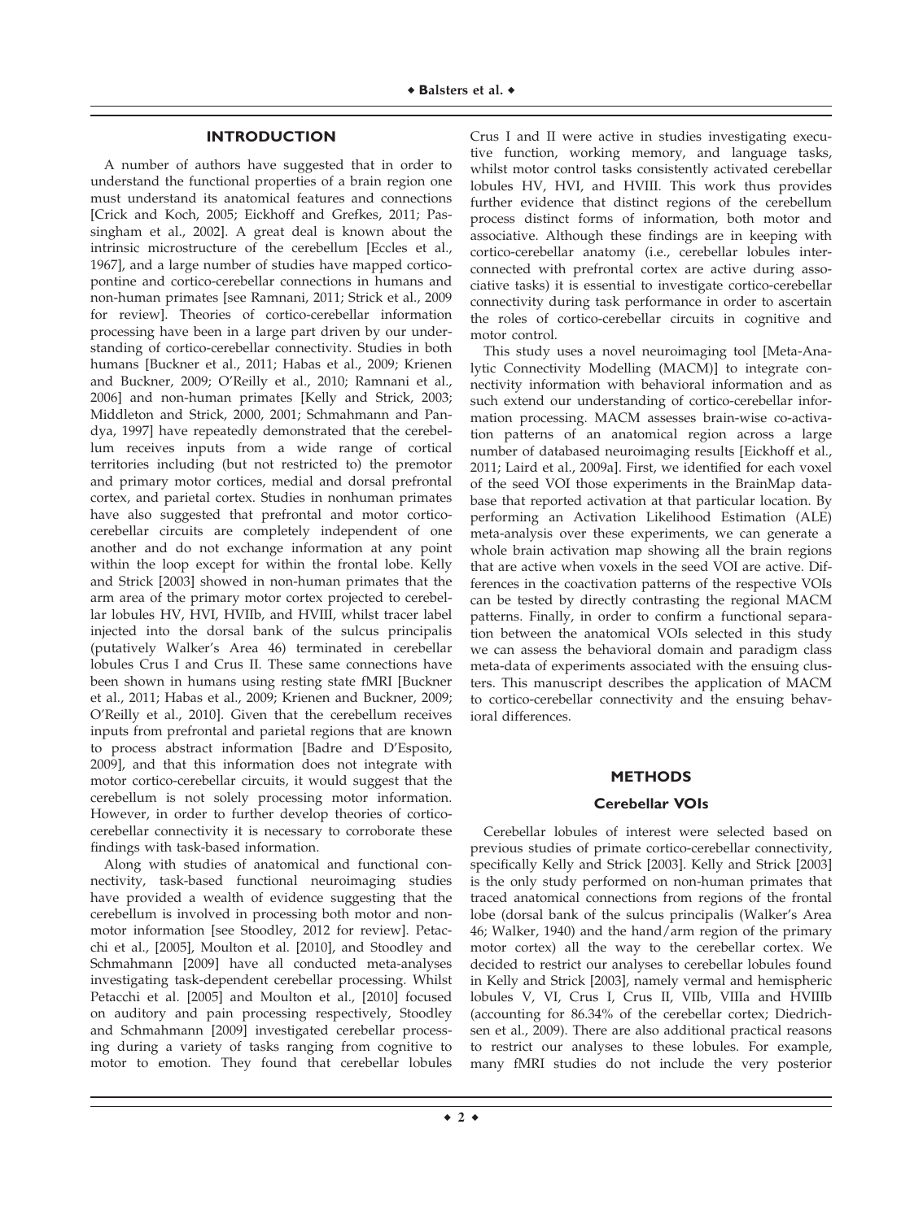## INTRODUCTION

A number of authors have suggested that in order to understand the functional properties of a brain region one must understand its anatomical features and connections [Crick and Koch, 2005; Eickhoff and Grefkes, 2011; Passingham et al., 2002]. A great deal is known about the intrinsic microstructure of the cerebellum [Eccles et al., 1967], and a large number of studies have mapped corticopontine and cortico-cerebellar connections in humans and non-human primates [see Ramnani, 2011; Strick et al., 2009 for review]. Theories of cortico-cerebellar information processing have been in a large part driven by our understanding of cortico-cerebellar connectivity. Studies in both humans [Buckner et al., 2011; Habas et al., 2009; Krienen and Buckner, 2009; O'Reilly et al., 2010; Ramnani et al., 2006] and non-human primates [Kelly and Strick, 2003; Middleton and Strick, 2000, 2001; Schmahmann and Pandya, 1997] have repeatedly demonstrated that the cerebellum receives inputs from a wide range of cortical territories including (but not restricted to) the premotor and primary motor cortices, medial and dorsal prefrontal cortex, and parietal cortex. Studies in nonhuman primates have also suggested that prefrontal and motor cortico-cerebellar circuits are completely independent of one another and do not exchange information at any point within the loop except for within the frontal lobe. Kelly and Strick [2003] showed in non-human primates that the arm area of the primary motor cortex projected to cerebellar lobules HV, HVI, HVIIb, and HVIII, whilst tracer label injected into the dorsal bank of the sulcus principalis (putatively Walker's Area 46) terminated in cerebellar lobules Crus I and Crus II. These same connections have been shown in humans using resting state fMRI [Buckner et al., 2011; Habas et al., 2009; Krienen and Buckner, 2009; O'Reilly et al., 2010]. Given that the cerebellum receives inputs from prefrontal and parietal regions that are known to process abstract information [Badre and D'Esposito, 2009], and that this information does not integrate with motor cortico-cerebellar circuits, it would suggest that the cerebellum is not solely processing motor information. However, in order to further develop theories of cortico-cerebellar connectivity it is necessary to corroborate these findings with task-based information.

Along with studies of anatomical and functional connectivity, task-based functional neuroimaging studies have provided a wealth of evidence suggesting that the cerebellum is involved in processing both motor and non-motor information [see Stoodley, 2012 for review]. Petacchi et al., [2005], Moulton et al. [2010], and Stoodley and Schmahmann [2009] have all conducted meta-analyses investigating task-dependent cerebellar processing. Whilst Petacchi et al. [2005] and Moulton et al., [2010] focused on auditory and pain processing respectively, Stoodley and Schmahmann [2009] investigated cerebellar processing during a variety of tasks ranging from cognitive to motor to emotion. They found that cerebellar lobules Crus I and II were active in studies investigating executive function, working memory, and language tasks, whilst motor control tasks consistently activated cerebellar lobules HV, HVI, and HVIII. This work thus provides further evidence that distinct regions of the cerebellum process distinct forms of information, both motor and associative. Although these findings are in keeping with cortico-cerebellar anatomy (i.e., cerebellar lobules interconnected with prefrontal cortex are active during associative tasks) it is essential to investigate cortico-cerebellar connectivity during task performance in order to ascertain the roles of cortico-cerebellar circuits in cognitive and motor control.

This study uses a novel neuroimaging tool [Meta-Analytic Connectivity Modelling (MACM)] to integrate connectivity information with behavioral information and as such extend our understanding of cortico-cerebellar information processing. MACM assesses brain-wise co-activation patterns of an anatomical region across a large number of databased neuroimaging results [Eickhoff et al., 2011; Laird et al., 2009a]. First, we identified for each voxel of the seed VOI those experiments in the BrainMap database that reported activation at that particular location. By performing an Activation Likelihood Estimation (ALE) meta-analysis over these experiments, we can generate a whole brain activation map showing all the brain regions that are active when voxels in the seed VOI are active. Differences in the coactivation patterns of the respective VOIs can be tested by directly contrasting the regional MACM patterns. Finally, in order to confirm a functional separation between the anatomical VOIs selected in this study we can assess the behavioral domain and paradigm class meta-data of experiments associated with the ensuing clusters. This manuscript describes the application of MACM to cortico-cerebellar connectivity and the ensuing behavioral differences.

## METHODS

### Cerebellar VOIs

Cerebellar lobules of interest were selected based on previous studies of primate cortico-cerebellar connectivity, specifically Kelly and Strick [2003]. Kelly and Strick [2003] is the only study performed on non-human primates that traced anatomical connections from regions of the frontal lobe (dorsal bank of the sulcus principalis (Walker's Area 46; Walker, 1940) and the hand/arm region of the primary motor cortex) all the way to the cerebellar cortex. We decided to restrict our analyses to cerebellar lobules found in Kelly and Strick [2003], namely vermal and hemispheric lobules V, VI, Crus I, Crus II, VIIb, VIIIa and HVIIIb (accounting for 86.34% of the cerebellar cortex; Diedrichsen et al., 2009). There are also additional practical reasons to restrict our analyses to these lobules. For example, many fMRI studies do not include the very posterior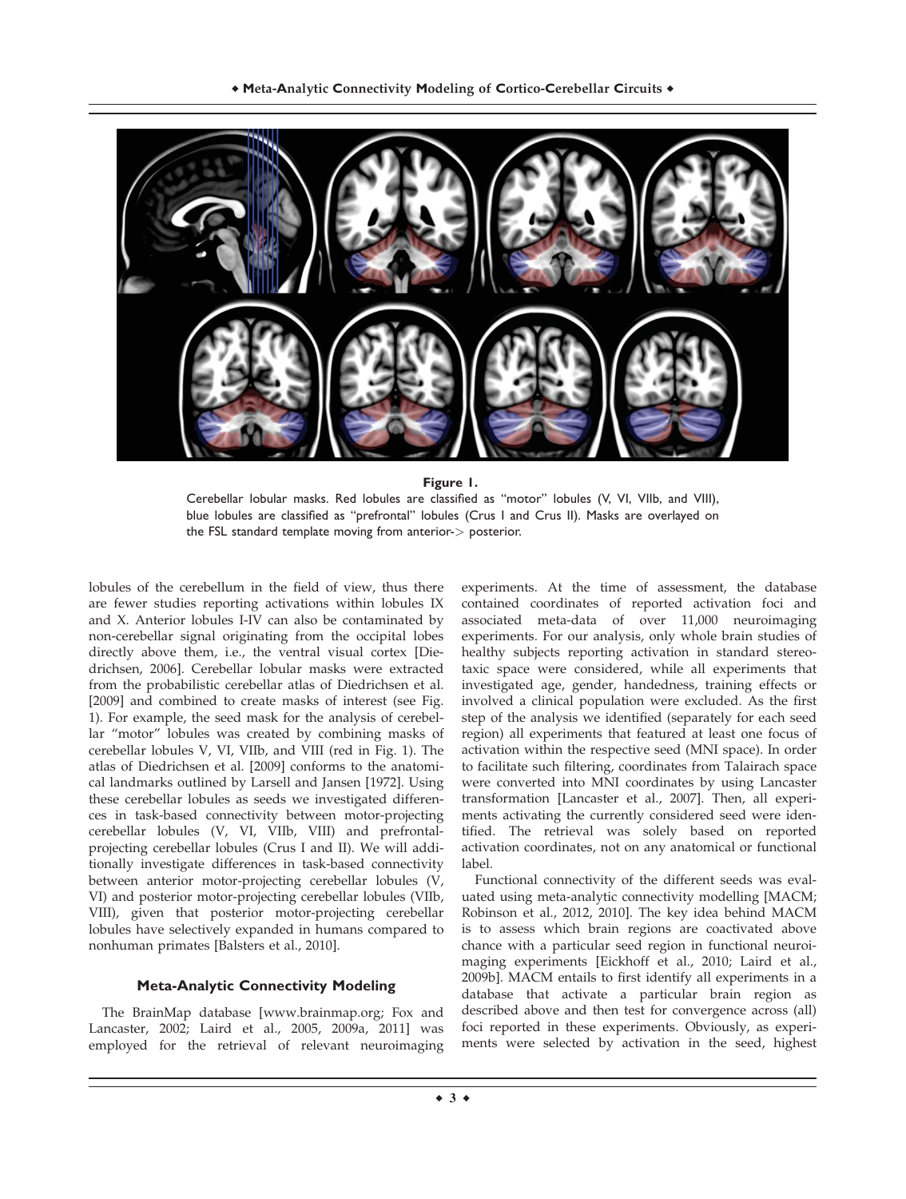**Figure 1.**

Cerebellar lobular masks. Red lobules are classified as "motor" lobules (V, VI, VIIb, and VIII), blue lobules are classified as "prefrontal" lobules (Crus I and Crus II). Masks are overlayed on the FSL standard template moving from anterior-> posterior.

lobules of the cerebellum in the field of view, thus there are fewer studies reporting activations within lobules IX and X. Anterior lobules I-IV can also be contaminated by non-cerebellar signal originating from the occipital lobes directly above them, i.e., the ventral visual cortex [Diedrichsen, 2006]. Cerebellar lobular masks were extracted from the probabilistic cerebellar atlas of Diedrichsen et al. [2009] and combined to create masks of interest (see Fig. 1). For example, the seed mask for the analysis of cerebellar "motor" lobules was created by combining masks of cerebellar lobules V, VI, VIIb, and VIII (red in Fig. 1). The atlas of Diedrichsen et al. [2009] conforms to the anatomical landmarks outlined by Larsell and Jansen [1972]. Using these cerebellar lobules as seeds we investigated differences in task-based connectivity between motor-projecting cerebellar lobules (V, VI, VIIb, VIII) and prefrontal-projecting cerebellar lobules (Crus I and II). We will additionally investigate differences in task-based connectivity between anterior motor-projecting cerebellar lobules (V, VI) and posterior motor-projecting cerebellar lobules (VIIb, VIII), given that posterior motor-projecting cerebellar lobules have selectively expanded in humans compared to nonhuman primates [Balsters et al., 2010].

### Meta-Analytic Connectivity Modeling

The BrainMap database [www.brainmap.org; Fox and Lancaster, 2002; Laird et al., 2005, 2009a, 2011] was employed for the retrieval of relevant neuroimaging experiments. At the time of assessment, the database contained coordinates of reported activation foci and associated meta-data of over 11,000 neuroimaging experiments. For our analysis, only whole brain studies of healthy subjects reporting activation in standard stereotaxic space were considered, while all experiments that investigated age, gender, handedness, training effects or involved a clinical population were excluded. As the first step of the analysis we identified (separately for each seed region) all experiments that featured at least one focus of activation within the respective seed (MNI space). In order to facilitate such filtering, coordinates from Talairach space were converted into MNI coordinates by using Lancaster transformation [Lancaster et al., 2007]. Then, all experiments activating the currently considered seed were identified. The retrieval was solely based on reported activation coordinates, not on any anatomical or functional label.

Functional connectivity of the different seeds was evaluated using meta-analytic connectivity modelling [MACM; Robinson et al., 2012, 2010]. The key idea behind MACM is to assess which brain regions are coactivated above chance with a particular seed region in functional neuroimaging experiments [Eickhoff et al., 2010; Laird et al., 2009b]. MACM entails to first identify all experiments in a database that activate a particular brain region as described above and then test for convergence across (all) foci reported in these experiments. Obviously, as experiments were selected by activation in the seed, highest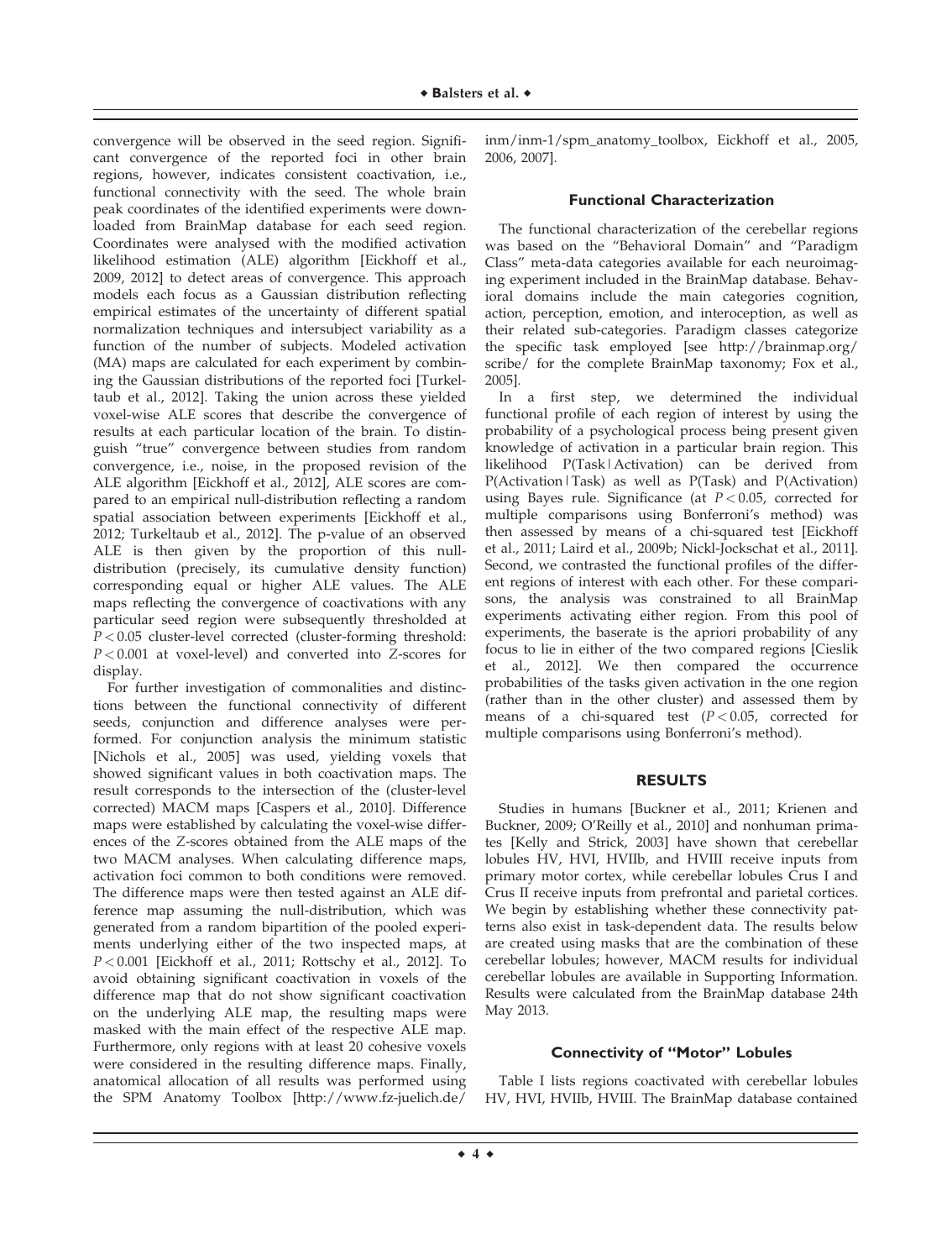convergence will be observed in the seed region. Significant convergence of the reported foci in other brain regions, however, indicates consistent coactivation, i.e., functional connectivity with the seed. The whole brain peak coordinates of the identified experiments were downloaded from BrainMap database for each seed region. Coordinates were analysed with the modified activation likelihood estimation (ALE) algorithm [Eickhoff et al., 2009, 2012] to detect areas of convergence. This approach models each focus as a Gaussian distribution reflecting empirical estimates of the uncertainty of different spatial normalization techniques and intersubject variability as a function of the number of subjects. Modeled activation (MA) maps are calculated for each experiment by combining the Gaussian distributions of the reported foci [Turkeltaub et al., 2012]. Taking the union across these yielded voxel-wise ALE scores that describe the convergence of results at each particular location of the brain. To distinguish "true" convergence between studies from random convergence, i.e., noise, in the proposed revision of the ALE algorithm [Eickhoff et al., 2012], ALE scores are compared to an empirical null-distribution reflecting a random spatial association between experiments [Eickhoff et al., 2012; Turkeltaub et al., 2012]. The p-value of an observed ALE is then given by the proportion of this null-distribution (precisely, its cumulative density function) corresponding equal or higher ALE values. The ALE maps reflecting the convergence of coactivations with any particular seed region were subsequently thresholded at $P < 0.05$ cluster-level corrected (cluster-forming threshold: $P < 0.001$ at voxel-level) and converted into $Z$-scores for display.

For further investigation of commonalities and distinctions between the functional connectivity of different seeds, conjunction and difference analyses were performed. For conjunction analysis the minimum statistic [Nichols et al., 2005] was used, yielding voxels that showed significant values in both coactivation maps. The result corresponds to the intersection of the (cluster-level corrected) MACM maps [Caspers et al., 2010]. Difference maps were established by calculating the voxel-wise differences of the $Z$-scores obtained from the ALE maps of the two MACM analyses. When calculating difference maps, activation foci common to both conditions were removed. The difference maps were then tested against an ALE difference map assuming the null-distribution, which was generated from a random bipartition of the pooled experiments underlying either of the two inspected maps, at $P < 0.001$ [Eickhoff et al., 2011; Rottschy et al., 2012]. To avoid obtaining significant coactivation in voxels of the difference map that do not show significant coactivation on the underlying ALE map, the resulting maps were masked with the main effect of the respective ALE map. Furthermore, only regions with at least 20 cohesive voxels were considered in the resulting difference maps. Finally, anatomical allocation of all results was performed using the SPM Anatomy Toolbox [http://www.fz-juelich.de/inm/inm-1/spm_anatomy_toolbox, Eickhoff et al., 2005, 2006, 2007].

### Functional Characterization

The functional characterization of the cerebellar regions was based on the "Behavioral Domain" and "Paradigm Class" meta-data categories available for each neuroimaging experiment included in the BrainMap database. Behavioral domains include the main categories cognition, action, perception, emotion, and interoception, as well as their related sub-categories. Paradigm classes categorize the specific task employed [see http://brainmap.org/scribe/ for the complete BrainMap taxonomy; Fox et al., 2005].

In a first step, we determined the individual functional profile of each region of interest by using the probability of a psychological process being present given knowledge of activation in a particular brain region. This likelihood P(Task|Activation) can be derived from P(Activation|Task) as well as P(Task) and P(Activation) using Bayes rule. Significance (at $P < 0.05$, corrected for multiple comparisons using Bonferroni's method) was then assessed by means of a chi-squared test [Eickhoff et al., 2011; Laird et al., 2009b; Nickl-Jockschat et al., 2011]. Second, we contrasted the functional profiles of the different regions of interest with each other. For these comparisons, the analysis was constrained to all BrainMap experiments activating either region. From this pool of experiments, the baserate is the apriori probability of any focus to lie in either of the two compared regions [Cieslik et al., 2012]. We then compared the occurrence probabilities of the tasks given activation in the one region (rather than in the other cluster) and assessed them by means of a chi-squared test ($P < 0.05$, corrected for multiple comparisons using Bonferroni's method).

## RESULTS

Studies in humans [Buckner et al., 2011; Krienen and Buckner, 2009; O'Reilly et al., 2010] and nonhuman primates [Kelly and Strick, 2003] have shown that cerebellar lobules HV, HVI, HVIIb, and HVIII receive inputs from primary motor cortex, while cerebellar lobules Crus I and Crus II receive inputs from prefrontal and parietal cortices. We begin by establishing whether these connectivity patterns also exist in task-dependent data. The results below are created using masks that are the combination of these cerebellar lobules; however, MACM results for individual cerebellar lobules are available in Supporting Information. Results were calculated from the BrainMap database 24th May 2013.

### Connectivity of "Motor" Lobules

Table I lists regions coactivated with cerebellar lobules HV, HVI, HVIIb, HVIII. The BrainMap database contained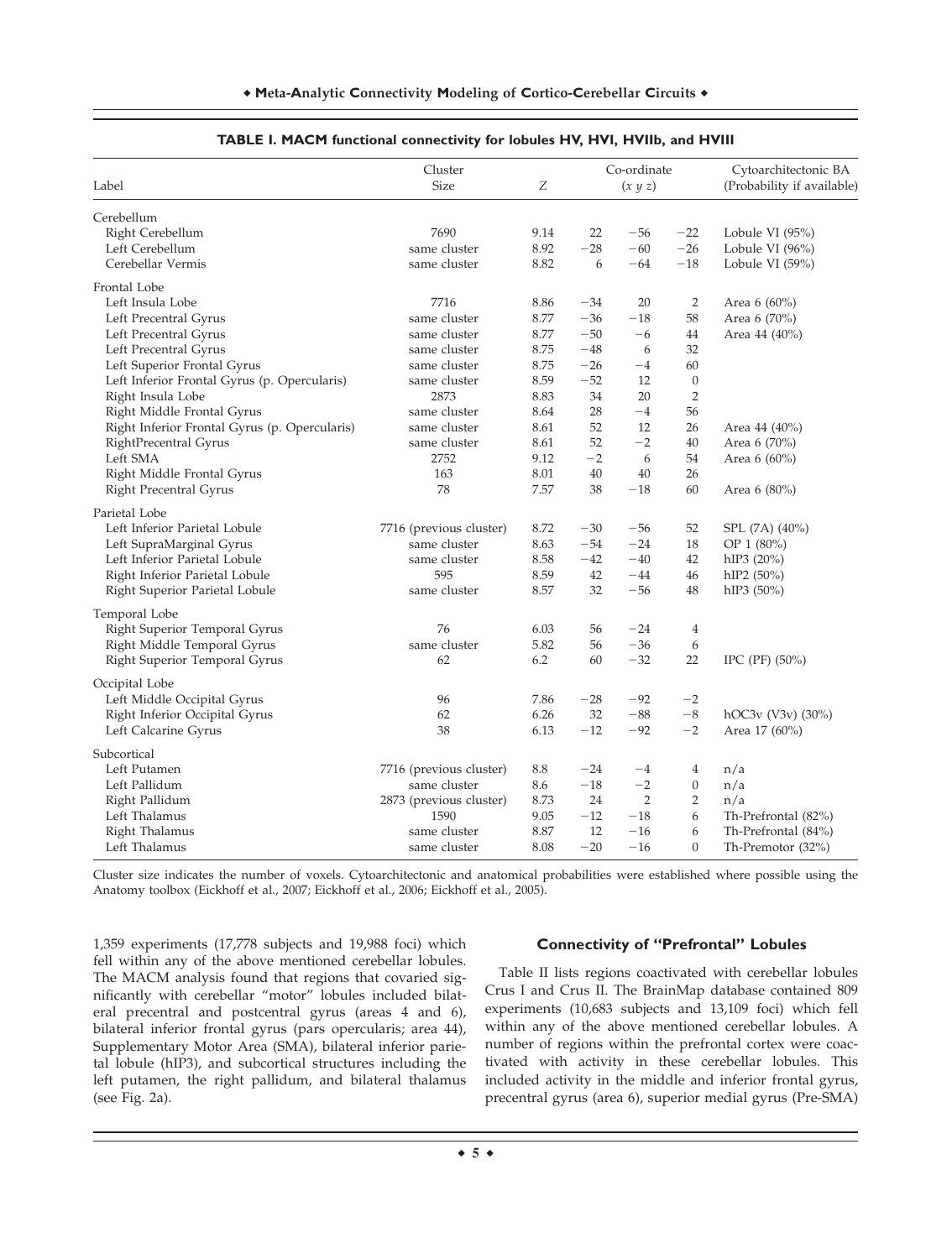**TABLE I. MACM functional connectivity for lobules HV, HVI, HVIIb, and HVIII**

| Label | Cluster Size | Z | Co-ordinate (x y z) | | | Cytoarchitectonic BA (Probability if available) |
|---|---|---|---|---|---|---|
| Cerebellum | | | | | | |
| Right Cerebellum | 7690 | 9.14 | 22 | −56 | −22 | Lobule VI (95%) |
| Left Cerebellum | same cluster | 8.92 | −28 | −60 | −26 | Lobule VI (96%) |
| Cerebellar Vermis | same cluster | 8.82 | 6 | −64 | −18 | Lobule VI (59%) |
| Frontal Lobe | | | | | | |
| Left Insula Lobe | 7716 | 8.86 | −34 | 20 | 2 | Area 6 (60%) |
| Left Precentral Gyrus | same cluster | 8.77 | −36 | −18 | 58 | Area 6 (70%) |
| Left Precentral Gyrus | same cluster | 8.77 | −50 | −6 | 44 | Area 44 (40%) |
| Left Precentral Gyrus | same cluster | 8.75 | −48 | 6 | 32 | |
| Left Superior Frontal Gyrus | same cluster | 8.75 | −26 | −4 | 60 | |
| Left Inferior Frontal Gyrus (p. Opercularis) | same cluster | 8.59 | −52 | 12 | 0 | |
| Right Insula Lobe | 2873 | 8.83 | 34 | 20 | 2 | |
| Right Middle Frontal Gyrus | same cluster | 8.64 | 28 | −4 | 56 | |
| Right Inferior Frontal Gyrus (p. Opercularis) | same cluster | 8.61 | 52 | 12 | 26 | Area 44 (40%) |
| RightPrecentral Gyrus | same cluster | 8.61 | 52 | −2 | 40 | Area 6 (70%) |
| Left SMA | 2752 | 9.12 | −2 | 6 | 54 | Area 6 (60%) |
| Right Middle Frontal Gyrus | 163 | 8.01 | 40 | 40 | 26 | |
| Right Precentral Gyrus | 78 | 7.57 | 38 | −18 | 60 | Area 6 (80%) |
| Parietal Lobe | | | | | | |
| Left Inferior Parietal Lobule | 7716 (previous cluster) | 8.72 | −30 | −56 | 52 | SPL (7A) (40%) |
| Left SupraMarginal Gyrus | same cluster | 8.63 | −54 | −24 | 18 | OP 1 (80%) |
| Left Inferior Parietal Lobule | same cluster | 8.58 | −42 | −40 | 42 | hIP3 (20%) |
| Right Inferior Parietal Lobule | 595 | 8.59 | 42 | −44 | 46 | hIP2 (50%) |
| Right Superior Parietal Lobule | same cluster | 8.57 | 32 | −56 | 48 | hIP3 (50%) |
| Temporal Lobe | | | | | | |
| Right Superior Temporal Gyrus | 76 | 6.03 | 56 | −24 | 4 | |
| Right Middle Temporal Gyrus | same cluster | 5.82 | 56 | −36 | 6 | |
| Right Superior Temporal Gyrus | 62 | 6.2 | 60 | −32 | 22 | IPC (PF) (50%) |
| Occipital Lobe | | | | | | |
| Left Middle Occipital Gyrus | 96 | 7.86 | −28 | −92 | −2 | |
| Right Inferior Occipital Gyrus | 62 | 6.26 | 32 | −88 | −8 | hOC3v (V3v) (30%) |
| Left Calcarine Gyrus | 38 | 6.13 | −12 | −92 | −2 | Area 17 (60%) |
| Subcortical | | | | | | |
| Left Putamen | 7716 (previous cluster) | 8.8 | −24 | −4 | 4 | n/a |
| Left Pallidum | same cluster | 8.6 | −18 | −2 | 0 | n/a |
| Right Pallidum | 2873 (previous cluster) | 8.73 | 24 | 2 | 2 | n/a |
| Left Thalamus | 1590 | 9.05 | −12 | −18 | 6 | Th-Prefrontal (82%) |
| Right Thalamus | same cluster | 8.87 | 12 | −16 | 6 | Th-Prefrontal (84%) |
| Left Thalamus | same cluster | 8.08 | −20 | −16 | 0 | Th-Premotor (32%) |

Cluster size indicates the number of voxels. Cytoarchitectonic and anatomical probabilities were established where possible using the Anatomy toolbox (Eickhoff et al., 2007; Eickhoff et al., 2006; Eickhoff et al., 2005).

1,359 experiments (17,778 subjects and 19,988 foci) which fell within any of the above mentioned cerebellar lobules. The MACM analysis found that regions that covaried significantly with cerebellar "motor" lobules included bilateral precentral and postcentral gyrus (areas 4 and 6), bilateral inferior frontal gyrus (pars opercularis; area 44), Supplementary Motor Area (SMA), bilateral inferior parietal lobule (hIP3), and subcortical structures including the left putamen, the right pallidum, and bilateral thalamus (see Fig. 2a).

### Connectivity of "Prefrontal" Lobules

Table II lists regions coactivated with cerebellar lobules Crus I and Crus II. The BrainMap database contained 809 experiments (10,683 subjects and 13,109 foci) which fell within any of the above mentioned cerebellar lobules. A number of regions within the prefrontal cortex were coactivated with activity in these cerebellar lobules. This included activity in the middle and inferior frontal gyrus, precentral gyrus (area 6), superior medial gyrus (Pre-SMA)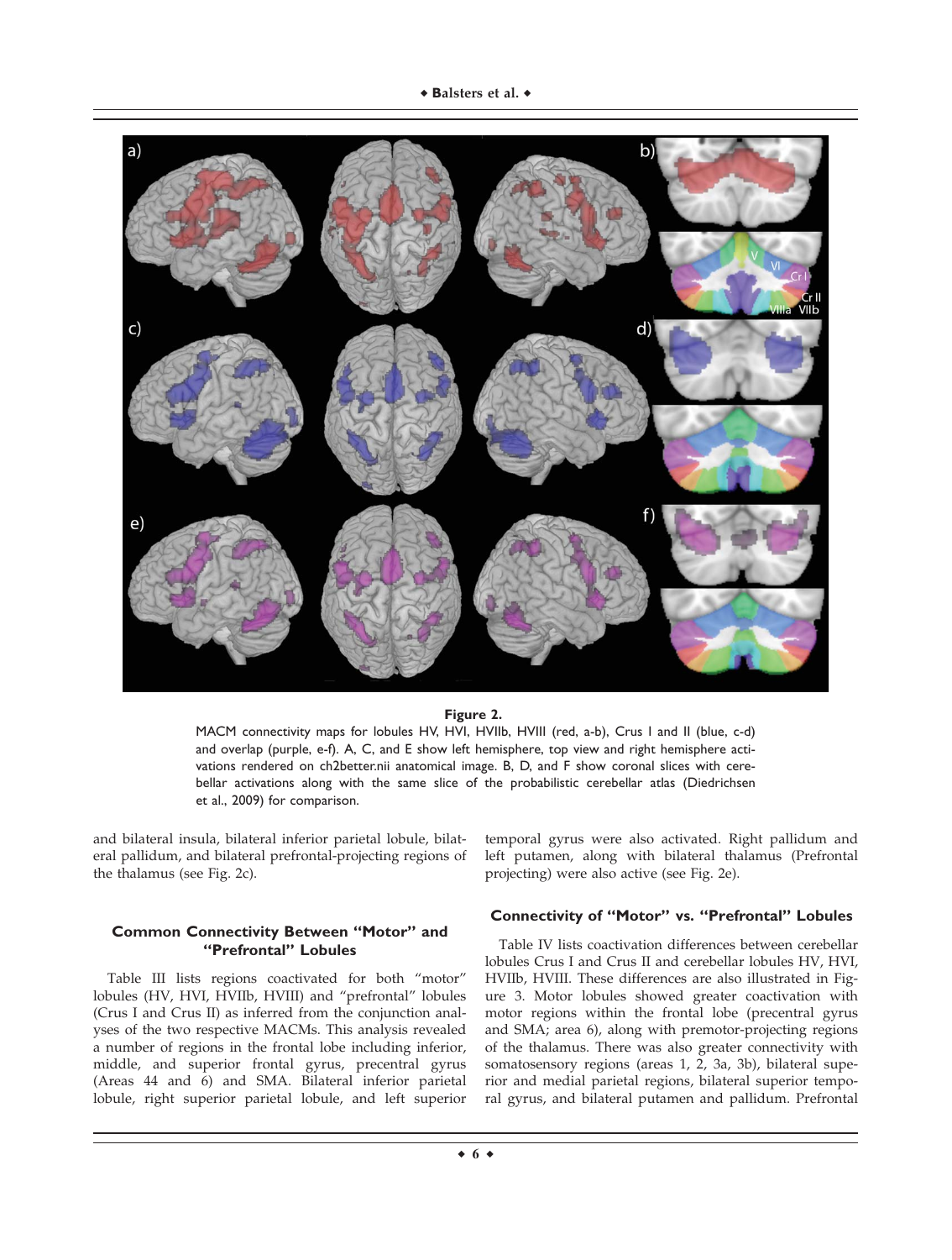**Figure 2.**

MACM connectivity maps for lobules HV, HVI, HVIIb, HVIII (red, a-b), Crus I and II (blue, c-d) and overlap (purple, e-f). A, C, and E show left hemisphere, top view and right hemisphere activations rendered on ch2better.nii anatomical image. B, D, and F show coronal slices with cerebellar activations along with the same slice of the probabilistic cerebellar atlas (Diedrichsen et al., 2009) for comparison.

and bilateral insula, bilateral inferior parietal lobule, bilateral pallidum, and bilateral prefrontal-projecting regions of the thalamus (see Fig. 2c).

### Common Connectivity Between "Motor" and "Prefrontal" Lobules

Table III lists regions coactivated for both "motor" lobules (HV, HVI, HVIIb, HVIII) and "prefrontal" lobules (Crus I and Crus II) as inferred from the conjunction analyses of the two respective MACMs. This analysis revealed a number of regions in the frontal lobe including inferior, middle, and superior frontal gyrus, precentral gyrus (Areas 44 and 6) and SMA. Bilateral inferior parietal lobule, right superior parietal lobule, and left superior temporal gyrus were also activated. Right pallidum and left putamen, along with bilateral thalamus (Prefrontal projecting) were also active (see Fig. 2e).

### Connectivity of "Motor" vs. "Prefrontal" Lobules

Table IV lists coactivation differences between cerebellar lobules Crus I and Crus II and cerebellar lobules HV, HVI, HVIIb, HVIII. These differences are also illustrated in Figure 3. Motor lobules showed greater coactivation with motor regions within the frontal lobe (precentral gyrus and SMA; area 6), along with premotor-projecting regions of the thalamus. There was also greater connectivity with somatosensory regions (areas 1, 2, 3a, 3b), bilateral superior and medial parietal regions, bilateral superior temporal gyrus, and bilateral putamen and pallidum. Prefrontal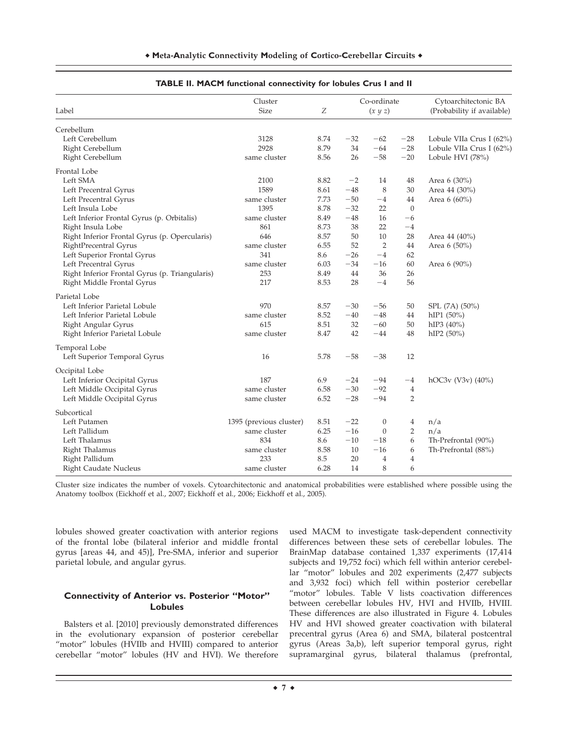**TABLE II. MACM functional connectivity for lobules Crus I and II**

| Label | Cluster Size | Z | Co-ordinate (x y z) | | | Cytoarchitectonic BA (Probability if available) |
|---|---|---|---|---|---|---|
| Cerebellum | | | | | | |
| Left Cerebellum | 3128 | 8.74 | −32 | −62 | −28 | Lobule VIIa Crus I (62%) |
| Right Cerebellum | 2928 | 8.79 | 34 | −64 | −28 | Lobule VIIa Crus I (62%) |
| Right Cerebellum | same cluster | 8.56 | 26 | −58 | −20 | Lobule HVI (78%) |
| Frontal Lobe | | | | | | |
| Left SMA | 2100 | 8.82 | −2 | 14 | 48 | Area 6 (30%) |
| Left Precentral Gyrus | 1589 | 8.61 | −48 | 8 | 30 | Area 44 (30%) |
| Left Precentral Gyrus | same cluster | 7.73 | −50 | −4 | 44 | Area 6 (60%) |
| Left Insula Lobe | 1395 | 8.78 | −32 | 22 | 0 | |
| Left Inferior Frontal Gyrus (p. Orbitalis) | same cluster | 8.49 | −48 | 16 | −6 | |
| Right Insula Lobe | 861 | 8.73 | 38 | 22 | −4 | |
| Right Inferior Frontal Gyrus (p. Opercularis) | 646 | 8.57 | 50 | 10 | 28 | Area 44 (40%) |
| RightPrecentral Gyrus | same cluster | 6.55 | 52 | 2 | 44 | Area 6 (50%) |
| Left Superior Frontal Gyrus | 341 | 8.6 | −26 | −4 | 62 | |
| Left Precentral Gyrus | same cluster | 6.03 | −34 | −16 | 60 | Area 6 (90%) |
| Right Inferior Frontal Gyrus (p. Triangularis) | 253 | 8.49 | 44 | 36 | 26 | |
| Right Middle Frontal Gyrus | 217 | 8.53 | 28 | −4 | 56 | |
| Parietal Lobe | | | | | | |
| Left Inferior Parietal Lobule | 970 | 8.57 | −30 | −56 | 50 | SPL (7A) (50%) |
| Left Inferior Parietal Lobule | same cluster | 8.52 | −40 | −48 | 44 | hIP1 (50%) |
| Right Angular Gyrus | 615 | 8.51 | 32 | −60 | 50 | hIP3 (40%) |
| Right Inferior Parietal Lobule | same cluster | 8.47 | 42 | −44 | 48 | hIP2 (50%) |
| Temporal Lobe | | | | | | |
| Left Superior Temporal Gyrus | 16 | 5.78 | −58 | −38 | 12 | |
| Occipital Lobe | | | | | | |
| Left Inferior Occipital Gyrus | 187 | 6.9 | −24 | −94 | −4 | hOC3v (V3v) (40%) |
| Left Middle Occipital Gyrus | same cluster | 6.58 | −30 | −92 | 4 | |
| Left Middle Occipital Gyrus | same cluster | 6.52 | −28 | −94 | 2 | |
| Subcortical | | | | | | |
| Left Putamen | 1395 (previous cluster) | 8.51 | −22 | 0 | 4 | n/a |
| Left Pallidum | same cluster | 6.25 | −16 | 0 | 2 | n/a |
| Left Thalamus | 834 | 8.6 | −10 | −18 | 6 | Th-Prefrontal (90%) |
| Right Thalamus | same cluster | 8.58 | 10 | −16 | 6 | Th-Prefrontal (88%) |
| Right Pallidum | 233 | 8.5 | 20 | 4 | 4 | |
| Right Caudate Nucleus | same cluster | 6.28 | 14 | 8 | 6 | |

Cluster size indicates the number of voxels. Cytoarchitectonic and anatomical probabilities were established where possible using the Anatomy toolbox (Eickhoff et al., 2007; Eickhoff et al., 2006; Eickhoff et al., 2005).

lobules showed greater coactivation with anterior regions of the frontal lobe (bilateral inferior and middle frontal gyrus [areas 44, and 45]), Pre-SMA, inferior and superior parietal lobule, and angular gyrus.

### Connectivity of Anterior vs. Posterior "Motor" Lobules

Balsters et al. [2010] previously demonstrated differences in the evolutionary expansion of posterior cerebellar "motor" lobules (HVIIb and HVIII) compared to anterior cerebellar "motor" lobules (HV and HVI). We therefore used MACM to investigate task-dependent connectivity differences between these sets of cerebellar lobules. The BrainMap database contained 1,337 experiments (17,414 subjects and 19,752 foci) which fell within anterior cerebellar "motor" lobules and 202 experiments (2,477 subjects and 3,932 foci) which fell within posterior cerebellar "motor" lobules. Table V lists coactivation differences between cerebellar lobules HV, HVI and HVIIb, HVIII. These differences are also illustrated in Figure 4. Lobules HV and HVI showed greater coactivation with bilateral precentral gyrus (Area 6) and SMA, bilateral postcentral gyrus (Areas 3a,b), left superior temporal gyrus, right supramarginal gyrus, bilateral thalamus (prefrontal,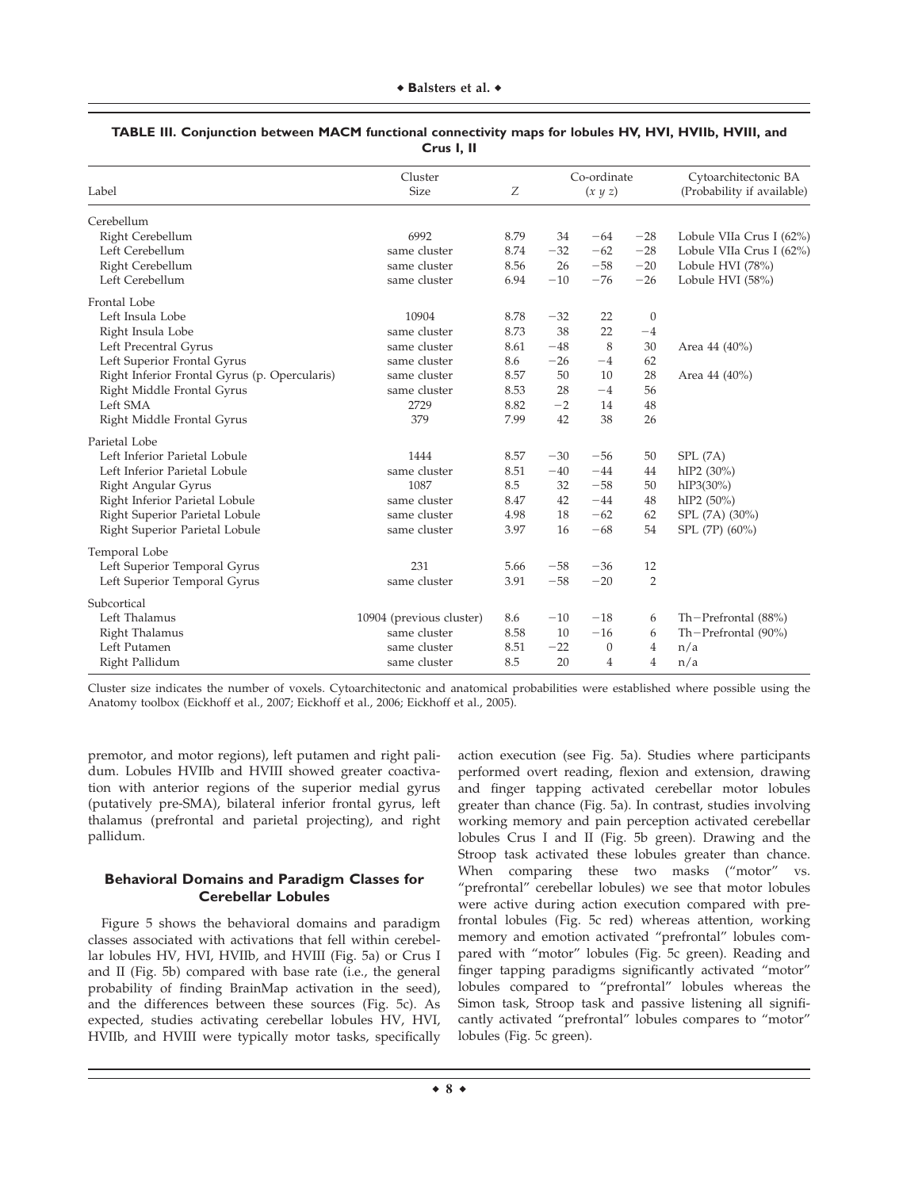**TABLE III. Conjunction between MACM functional connectivity maps for lobules HV, HVI, HVIIb, HVIII, and Crus I, II**

| Label | Cluster Size | Z | Co-ordinate (x y z) | | | Cytoarchitectonic BA (Probability if available) |
|---|---|---|---|---|---|---|
| Cerebellum | | | | | | |
| Right Cerebellum | 6992 | 8.79 | 34 | −64 | −28 | Lobule VIIa Crus I (62%) |
| Left Cerebellum | same cluster | 8.74 | −32 | −62 | −28 | Lobule VIIa Crus I (62%) |
| Right Cerebellum | same cluster | 8.56 | 26 | −58 | −20 | Lobule HVI (78%) |
| Left Cerebellum | same cluster | 6.94 | −10 | −76 | −26 | Lobule HVI (58%) |
| Frontal Lobe | | | | | | |
| Left Insula Lobe | 10904 | 8.78 | −32 | 22 | 0 | |
| Right Insula Lobe | same cluster | 8.73 | 38 | 22 | −4 | |
| Left Precentral Gyrus | same cluster | 8.61 | −48 | 8 | 30 | Area 44 (40%) |
| Left Superior Frontal Gyrus | same cluster | 8.6 | −26 | −4 | 62 | |
| Right Inferior Frontal Gyrus (p. Opercularis) | same cluster | 8.57 | 50 | 10 | 28 | Area 44 (40%) |
| Right Middle Frontal Gyrus | same cluster | 8.53 | 28 | −4 | 56 | |
| Left SMA | 2729 | 8.82 | −2 | 14 | 48 | |
| Right Middle Frontal Gyrus | 379 | 7.99 | 42 | 38 | 26 | |
| Parietal Lobe | | | | | | |
| Left Inferior Parietal Lobule | 1444 | 8.57 | −30 | −56 | 50 | SPL (7A) |
| Left Inferior Parietal Lobule | same cluster | 8.51 | −40 | −44 | 44 | hIP2 (30%) |
| Right Angular Gyrus | 1087 | 8.5 | 32 | −58 | 50 | hIP3(30%) |
| Right Inferior Parietal Lobule | same cluster | 8.47 | 42 | −44 | 48 | hIP2 (50%) |
| Right Superior Parietal Lobule | same cluster | 4.98 | 18 | −62 | 62 | SPL (7A) (30%) |
| Right Superior Parietal Lobule | same cluster | 3.97 | 16 | −68 | 54 | SPL (7P) (60%) |
| Temporal Lobe | | | | | | |
| Left Superior Temporal Gyrus | 231 | 5.66 | −58 | −36 | 12 | |
| Left Superior Temporal Gyrus | same cluster | 3.91 | −58 | −20 | 2 | |
| Subcortical | | | | | | |
| Left Thalamus | 10904 (previous cluster) | 8.6 | −10 | −18 | 6 | Th−Prefrontal (88%) |
| Right Thalamus | same cluster | 8.58 | 10 | −16 | 6 | Th−Prefrontal (90%) |
| Left Putamen | same cluster | 8.51 | −22 | 0 | 4 | n/a |
| Right Pallidum | same cluster | 8.5 | 20 | 4 | 4 | n/a |

Cluster size indicates the number of voxels. Cytoarchitectonic and anatomical probabilities were established where possible using the Anatomy toolbox (Eickhoff et al., 2007; Eickhoff et al., 2006; Eickhoff et al., 2005).

premotor, and motor regions), left putamen and right pallidum. Lobules HVIIb and HVIII showed greater coactivation with anterior regions of the superior medial gyrus (putatively pre-SMA), bilateral inferior frontal gyrus, left thalamus (prefrontal and parietal projecting), and right pallidum.

### Behavioral Domains and Paradigm Classes for Cerebellar Lobules

Figure 5 shows the behavioral domains and paradigm classes associated with activations that fell within cerebellar lobules HV, HVI, HVIIb, and HVIII (Fig. 5a) or Crus I and II (Fig. 5b) compared with base rate (i.e., the general probability of finding BrainMap activation in the seed), and the differences between these sources (Fig. 5c). As expected, studies activating cerebellar lobules HV, HVI, HVIIb, and HVIII were typically motor tasks, specifically action execution (see Fig. 5a). Studies where participants performed overt reading, flexion and extension, drawing and finger tapping activated cerebellar motor lobules greater than chance (Fig. 5a). In contrast, studies involving working memory and pain perception activated cerebellar lobules Crus I and II (Fig. 5b green). Drawing and the Stroop task activated these lobules greater than chance. When comparing these two masks ("motor" vs. "prefrontal" cerebellar lobules) we see that motor lobules were active during action execution compared with prefrontal lobules (Fig. 5c red) whereas attention, working memory and emotion activated "prefrontal" lobules compared with "motor" lobules (Fig. 5c green). Reading and finger tapping paradigms significantly activated "motor" lobules compared to "prefrontal" lobules whereas the Simon task, Stroop task and passive listening all significantly activated "prefrontal" lobules compares to "motor" lobules (Fig. 5c green).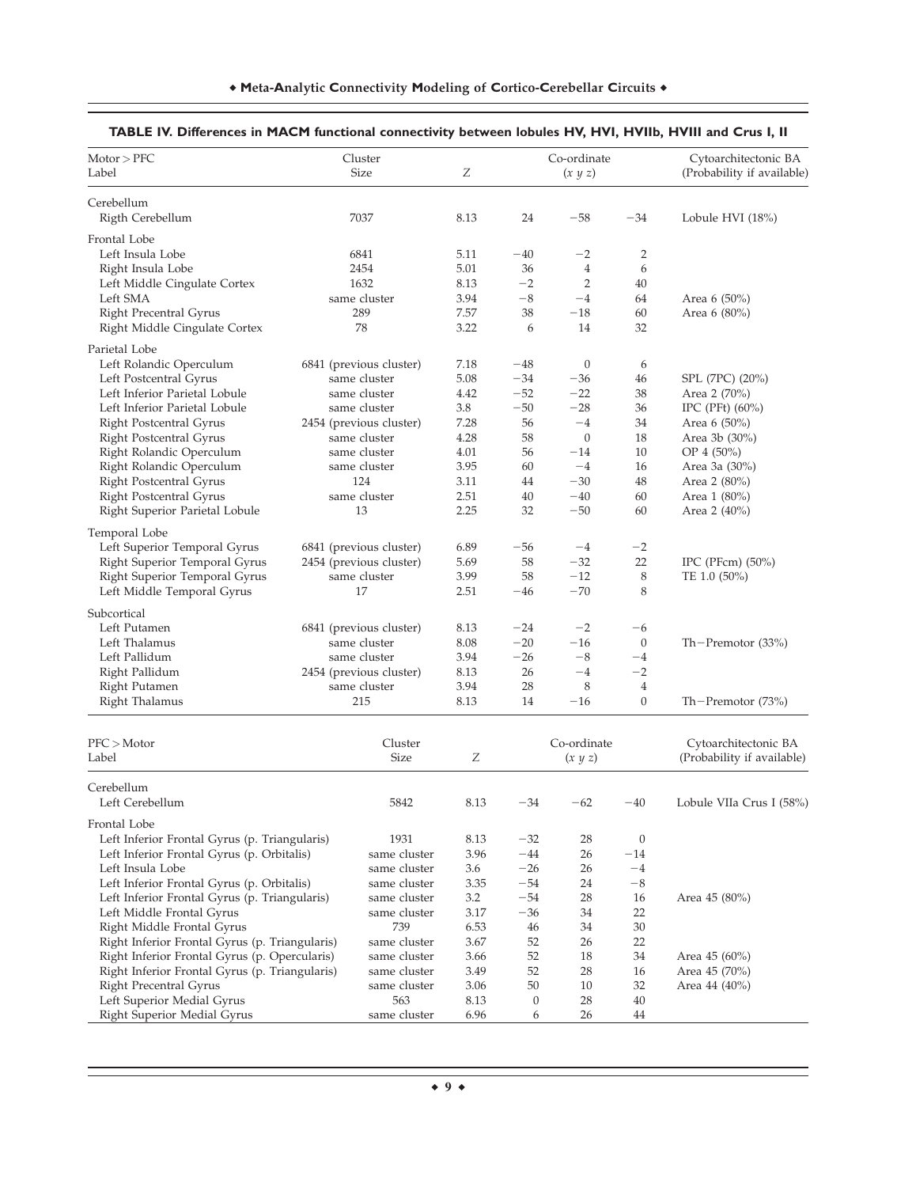**TABLE IV. Differences in MACM functional connectivity between lobules HV, HVI, HVIIb, HVIII and Crus I, II**

| Motor > PFC Label | Cluster Size | Z | Co-ordinate (x y z) | | | Cytoarchitectonic BA (Probability if available) |
|---|---|---|---|---|---|---|
| Cerebellum | | | | | | |
| Rigth Cerebellum | 7037 | 8.13 | 24 | −58 | −34 | Lobule HVI (18%) |
| Frontal Lobe | | | | | | |
| Left Insula Lobe | 6841 | 5.11 | −40 | −2 | 2 | |
| Right Insula Lobe | 2454 | 5.01 | 36 | 4 | 6 | |
| Left Middle Cingulate Cortex | 1632 | 8.13 | −2 | 2 | 40 | |
| Left SMA | same cluster | 3.94 | −8 | −4 | 64 | Area 6 (50%) |
| Right Precentral Gyrus | 289 | 7.57 | 38 | −18 | 60 | Area 6 (80%) |
| Right Middle Cingulate Cortex | 78 | 3.22 | 6 | 14 | 32 | |
| Parietal Lobe | | | | | | |
| Left Rolandic Operculum | 6841 (previous cluster) | 7.18 | −48 | 0 | 6 | |
| Left Postcentral Gyrus | same cluster | 5.08 | −34 | −36 | 46 | SPL (7PC) (20%) |
| Left Inferior Parietal Lobule | same cluster | 4.42 | −52 | −22 | 38 | Area 2 (70%) |
| Left Inferior Parietal Lobule | same cluster | 3.8 | −50 | −28 | 36 | IPC (PFt) (60%) |
| Right Postcentral Gyrus | 2454 (previous cluster) | 7.28 | 56 | −4 | 34 | Area 6 (50%) |
| Right Postcentral Gyrus | same cluster | 4.28 | 58 | 0 | 18 | Area 3b (30%) |
| Right Rolandic Operculum | same cluster | 4.01 | 56 | −14 | 10 | OP 4 (50%) |
| Right Rolandic Operculum | same cluster | 3.95 | 60 | −4 | 16 | Area 3a (30%) |
| Right Postcentral Gyrus | 124 | 3.11 | 44 | −30 | 48 | Area 2 (80%) |
| Right Postcentral Gyrus | same cluster | 2.51 | 40 | −40 | 60 | Area 1 (80%) |
| Right Superior Parietal Lobule | 13 | 2.25 | 32 | −50 | 60 | Area 2 (40%) |
| Temporal Lobe | | | | | | |
| Left Superior Temporal Gyrus | 6841 (previous cluster) | 6.89 | −56 | −4 | −2 | |
| Right Superior Temporal Gyrus | 2454 (previous cluster) | 5.69 | 58 | −32 | 22 | IPC (PFcm) (50%) |
| Right Superior Temporal Gyrus | same cluster | 3.99 | 58 | −12 | 8 | TE 1.0 (50%) |
| Left Middle Temporal Gyrus | 17 | 2.51 | −46 | −70 | 8 | |
| Subcortical | | | | | | |
| Left Putamen | 6841 (previous cluster) | 8.13 | −24 | −2 | −6 | |
| Left Thalamus | same cluster | 8.08 | −20 | −16 | 0 | Th−Premotor (33%) |
| Left Pallidum | same cluster | 3.94 | −26 | −8 | −4 | |
| Right Pallidum | 2454 (previous cluster) | 8.13 | 26 | −4 | −2 | |
| Right Putamen | same cluster | 3.94 | 28 | 8 | 4 | |
| Right Thalamus | 215 | 8.13 | 14 | −16 | 0 | Th−Premotor (73%) |

| PFC > Motor Label | Cluster Size | Z | Co-ordinate (x y z) | | | Cytoarchitectonic BA (Probability if available) |
|---|---|---|---|---|---|---|
| Cerebellum | | | | | | |
| Left Cerebellum | 5842 | 8.13 | −34 | −62 | −40 | Lobule VIIa Crus I (58%) |
| Frontal Lobe | | | | | | |
| Left Inferior Frontal Gyrus (p. Triangularis) | 1931 | 8.13 | −32 | 28 | 0 | |
| Left Inferior Frontal Gyrus (p. Orbitalis) | same cluster | 3.96 | −44 | 26 | −14 | |
| Left Insula Lobe | same cluster | 3.6 | −26 | 26 | −4 | |
| Left Inferior Frontal Gyrus (p. Orbitalis) | same cluster | 3.35 | −54 | 24 | −8 | |
| Left Inferior Frontal Gyrus (p. Triangularis) | same cluster | 3.2 | −54 | 28 | 16 | Area 45 (80%) |
| Left Middle Frontal Gyrus | same cluster | 3.17 | −36 | 34 | 22 | |
| Right Middle Frontal Gyrus | 739 | 6.53 | 46 | 34 | 30 | |
| Right Inferior Frontal Gyrus (p. Triangularis) | same cluster | 3.67 | 52 | 26 | 22 | |
| Right Inferior Frontal Gyrus (p. Opercularis) | same cluster | 3.66 | 52 | 18 | 34 | Area 45 (60%) |
| Right Inferior Frontal Gyrus (p. Triangularis) | same cluster | 3.49 | 52 | 28 | 16 | Area 45 (70%) |
| Right Precentral Gyrus | same cluster | 3.06 | 50 | 10 | 32 | Area 44 (40%) |
| Left Superior Medial Gyrus | 563 | 8.13 | 0 | 28 | 40 | |
| Right Superior Medial Gyrus | same cluster | 6.96 | 6 | 26 | 44 | |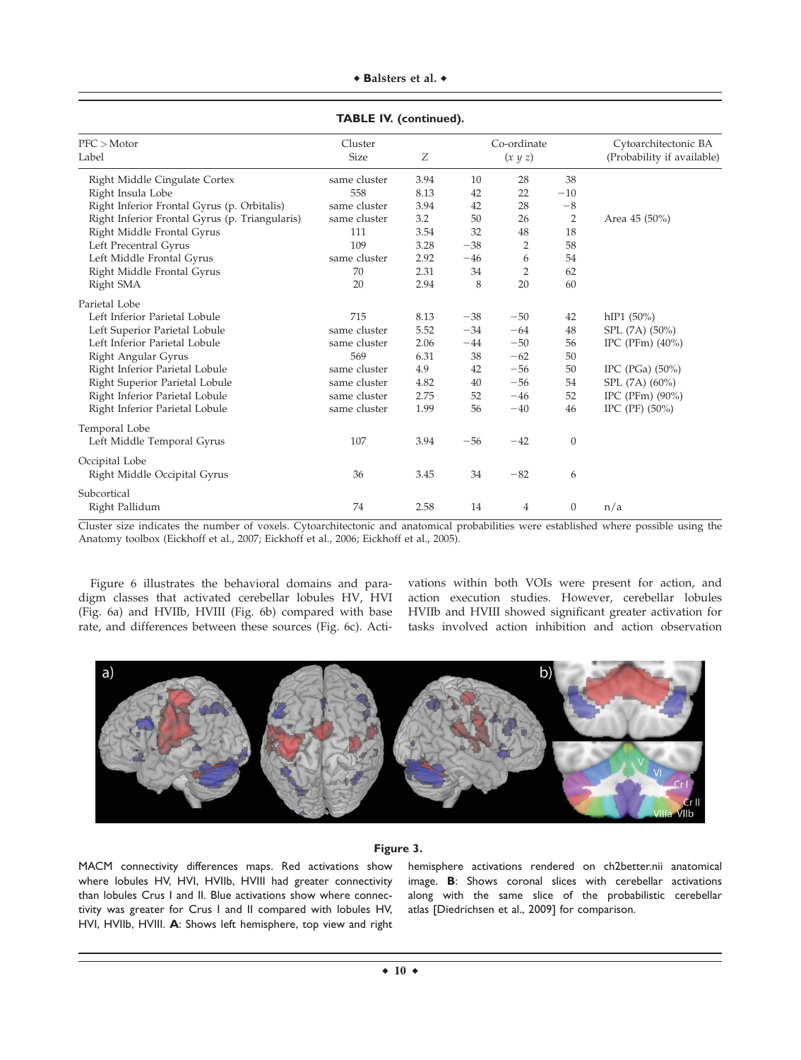**TABLE IV. (continued).**

| PFC > Motor Label | Cluster Size | Z | Co-ordinate (x y z) | | | Cytoarchitectonic BA (Probability if available) |
|---|---|---|---|---|---|---|
| Right Middle Cingulate Cortex | same cluster | 3.94 | 10 | 28 | 38 | |
| Right Insula Lobe | 558 | 8.13 | 42 | 22 | −10 | |
| Right Inferior Frontal Gyrus (p. Orbitalis) | same cluster | 3.94 | 42 | 28 | −8 | |
| Right Inferior Frontal Gyrus (p. Triangularis) | same cluster | 3.2 | 50 | 26 | 2 | Area 45 (50%) |
| Right Middle Frontal Gyrus | 111 | 3.54 | 32 | 48 | 18 | |
| Left Precentral Gyrus | 109 | 3.28 | −38 | 2 | 58 | |
| Left Middle Frontal Gyrus | same cluster | 2.92 | −46 | 6 | 54 | |
| Right Middle Frontal Gyrus | 70 | 2.31 | 34 | 2 | 62 | |
| Right SMA | 20 | 2.94 | 8 | 20 | 60 | |
| Parietal Lobe | | | | | | |
| Left Inferior Parietal Lobule | 715 | 8.13 | −38 | −50 | 42 | hIP1 (50%) |
| Left Superior Parietal Lobule | same cluster | 5.52 | −34 | −64 | 48 | SPL (7A) (50%) |
| Left Inferior Parietal Lobule | same cluster | 2.06 | −44 | −50 | 56 | IPC (PFm) (40%) |
| Right Angular Gyrus | 569 | 6.31 | 38 | −62 | 50 | |
| Right Inferior Parietal Lobule | same cluster | 4.9 | 42 | −56 | 50 | IPC (PGa) (50%) |
| Right Superior Parietal Lobule | same cluster | 4.82 | 40 | −56 | 54 | SPL (7A) (60%) |
| Right Inferior Parietal Lobule | same cluster | 2.75 | 52 | −46 | 52 | IPC (PFm) (90%) |
| Right Inferior Parietal Lobule | same cluster | 1.99 | 56 | −40 | 46 | IPC (PF) (50%) |
| Temporal Lobe | | | | | | |
| Left Middle Temporal Gyrus | 107 | 3.94 | −56 | −42 | 0 | |
| Occipital Lobe | | | | | | |
| Right Middle Occipital Gyrus | 36 | 3.45 | 34 | −82 | 6 | |
| Subcortical | | | | | | |
| Right Pallidum | 74 | 2.58 | 14 | 4 | 0 | n/a |

Cluster size indicates the number of voxels. Cytoarchitectonic and anatomical probabilities were established where possible using the Anatomy toolbox (Eickhoff et al., 2007; Eickhoff et al., 2006; Eickhoff et al., 2005).

Figure 6 illustrates the behavioral domains and paradigm classes that activated cerebellar lobules HV, HVI (Fig. 6a) and HVIIb, HVIII (Fig. 6b) compared with base rate, and differences between these sources (Fig. 6c). Activations within both VOIs were present for action, and action execution studies. However, cerebellar lobules HVIIb and HVIII showed significant greater activation for tasks involved action inhibition and action observation

**Figure 3.**

MACM connectivity differences maps. Red activations show where lobules HV, HVI, HVIIb, HVIII had greater connectivity than lobules Crus I and II. Blue activations show where connectivity was greater for Crus I and II compared with lobules HV, HVI, HVIIb, HVIII. **A**: Shows left hemisphere, top view and right hemisphere activations rendered on ch2better.nii anatomical image. **B**: Shows coronal slices with cerebellar activations along with the same slice of the probabilistic cerebellar atlas [Diedrichsen et al., 2009] for comparison.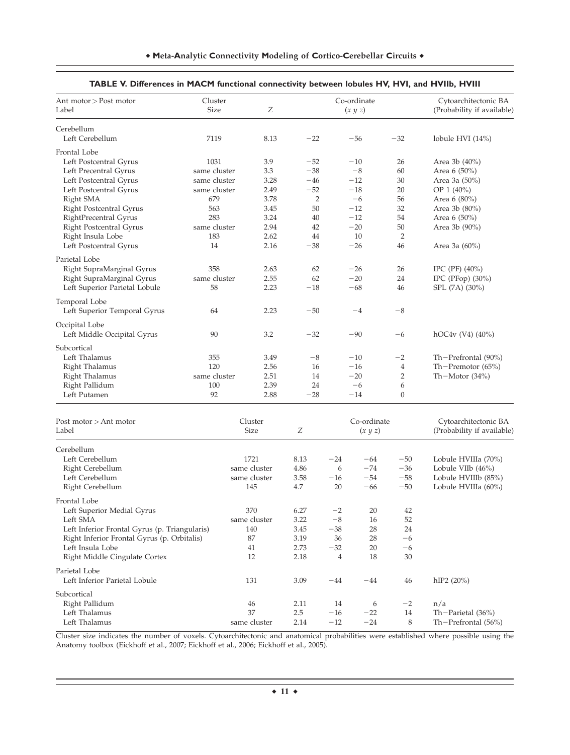**TABLE V. Differences in MACM functional connectivity between lobules HV, HVI, and HVIIb, HVIII**

| Ant motor > Post motor Label | Cluster Size | Z | Co-ordinate (x y z) | | | Cytoarchitectonic BA (Probability if available) |
|---|---|---|---|---|---|---|
| **Cerebellum** | | | | | | |
| Left Cerebellum | 7119 | 8.13 | −22 | −56 | −32 | lobule HVI (14%) |
| **Frontal Lobe** | | | | | | |
| Left Postcentral Gyrus | 1031 | 3.9 | −52 | −10 | 26 | Area 3b (40%) |
| Left Precentral Gyrus | same cluster | 3.3 | −38 | −8 | 60 | Area 6 (50%) |
| Left Postcentral Gyrus | same cluster | 3.28 | −46 | −12 | 30 | Area 3a (50%) |
| Left Postcentral Gyrus | same cluster | 2.49 | −52 | −18 | 20 | OP 1 (40%) |
| Right SMA | 679 | 3.78 | 2 | −6 | 56 | Area 6 (80%) |
| Right Postcentral Gyrus | 563 | 3.45 | 50 | −12 | 32 | Area 3b (80%) |
| RightPrecentral Gyrus | 283 | 3.24 | 40 | −12 | 54 | Area 6 (50%) |
| Right Postcentral Gyrus | same cluster | 2.94 | 42 | −20 | 50 | Area 3b (90%) |
| Right Insula Lobe | 183 | 2.62 | 44 | 10 | 2 | |
| Left Postcentral Gyrus | 14 | 2.16 | −38 | −26 | 46 | Area 3a (60%) |
| **Parietal Lobe** | | | | | | |
| Right SupraMarginal Gyrus | 358 | 2.63 | 62 | −26 | 26 | IPC (PF) (40%) |
| Right SupraMarginal Gyrus | same cluster | 2.55 | 62 | −20 | 24 | IPC (PFop) (30%) |
| Left Superior Parietal Lobule | 58 | 2.23 | −18 | −68 | 46 | SPL (7A) (30%) |
| **Temporal Lobe** | | | | | | |
| Left Superior Temporal Gyrus | 64 | 2.23 | −50 | −4 | −8 | |
| **Occipital Lobe** | | | | | | |
| Left Middle Occipital Gyrus | 90 | 3.2 | −32 | −90 | −6 | hOC4v (V4) (40%) |
| **Subcortical** | | | | | | |
| Left Thalamus | 355 | 3.49 | −8 | −10 | −2 | Th−Prefrontal (90%) |
| Right Thalamus | 120 | 2.56 | 16 | −16 | 4 | Th−Premotor (65%) |
| Right Thalamus | same cluster | 2.51 | 14 | −20 | 2 | Th−Motor (34%) |
| Right Pallidum | 100 | 2.39 | 24 | −6 | 6 | |
| Left Putamen | 92 | 2.88 | −28 | −14 | 0 | |

| Post motor > Ant motor Label | Cluster Size | Z | Co-ordinate (x y z) | | | Cytoarchitectonic BA (Probability if available) |
|---|---|---|---|---|---|---|
| **Cerebellum** | | | | | | |
| Left Cerebellum | 1721 | 8.13 | −24 | −64 | −50 | Lobule HVIIIa (70%) |
| Right Cerebellum | same cluster | 4.86 | 6 | −74 | −36 | Lobule VIIb (46%) |
| Left Cerebellum | same cluster | 3.58 | −16 | −54 | −58 | Lobule HVIIIb (85%) |
| Right Cerebellum | 145 | 4.7 | 20 | −66 | −50 | Lobule HVIIIa (60%) |
| **Frontal Lobe** | | | | | | |
| Left Superior Medial Gyrus | 370 | 6.27 | −2 | 20 | 42 | |
| Left SMA | same cluster | 3.22 | −8 | 16 | 52 | |
| Left Inferior Frontal Gyrus (p. Triangularis) | 140 | 3.45 | −38 | 28 | 24 | |
| Right Inferior Frontal Gyrus (p. Orbitalis) | 87 | 3.19 | 36 | 28 | −6 | |
| Left Insula Lobe | 41 | 2.73 | −32 | 20 | −6 | |
| Right Middle Cingulate Cortex | 12 | 2.18 | 4 | 18 | 30 | |
| **Parietal Lobe** | | | | | | |
| Left Inferior Parietal Lobule | 131 | 3.09 | −44 | −44 | 46 | hIP2 (20%) |
| **Subcortical** | | | | | | |
| Right Pallidum | 46 | 2.11 | 14 | 6 | −2 | n/a |
| Left Thalamus | 37 | 2.5 | −16 | −22 | 14 | Th−Parietal (36%) |
| Left Thalamus | same cluster | 2.14 | −12 | −24 | 8 | Th−Prefrontal (56%) |

Cluster size indicates the number of voxels. Cytoarchitectonic and anatomical probabilities were established where possible using the Anatomy toolbox (Eickhoff et al., 2007; Eickhoff et al., 2006; Eickhoff et al., 2005).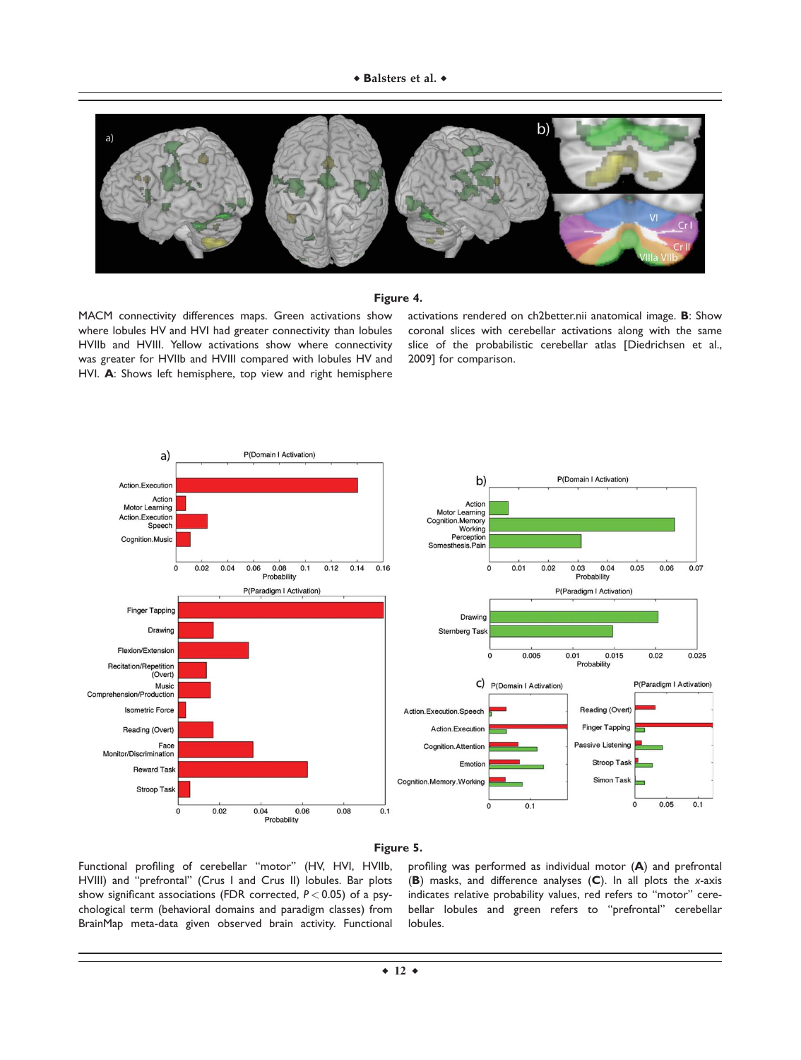**Figure 4.**

MACM connectivity differences maps. Green activations show where lobules HV and HVI had greater connectivity than lobules HVIIb and HVIII. Yellow activations show where connectivity was greater for HVIIb and HVIII compared with lobules HV and HVI. **A**: Shows left hemisphere, top view and right hemisphere activations rendered on ch2better.nii anatomical image. **B**: Show coronal slices with cerebellar activations along with the same slice of the probabilistic cerebellar atlas [Diedrichsen et al., 2009] for comparison.

**Figure 5.**

Functional profiling of cerebellar "motor" (HV, HVI, HVIIb, HVIII) and "prefrontal" (Crus I and Crus II) lobules. Bar plots show significant associations (FDR corrected, $P < 0.05$) of a psychological term (behavioral domains and paradigm classes) from BrainMap meta-data given observed brain activity. Functional profiling was performed as individual motor (**A**) and prefrontal (**B**) masks, and difference analyses (**C**). In all plots the *x*-axis indicates relative probability values, red refers to "motor" cerebellar lobules and green refers to "prefrontal" cerebellar lobules.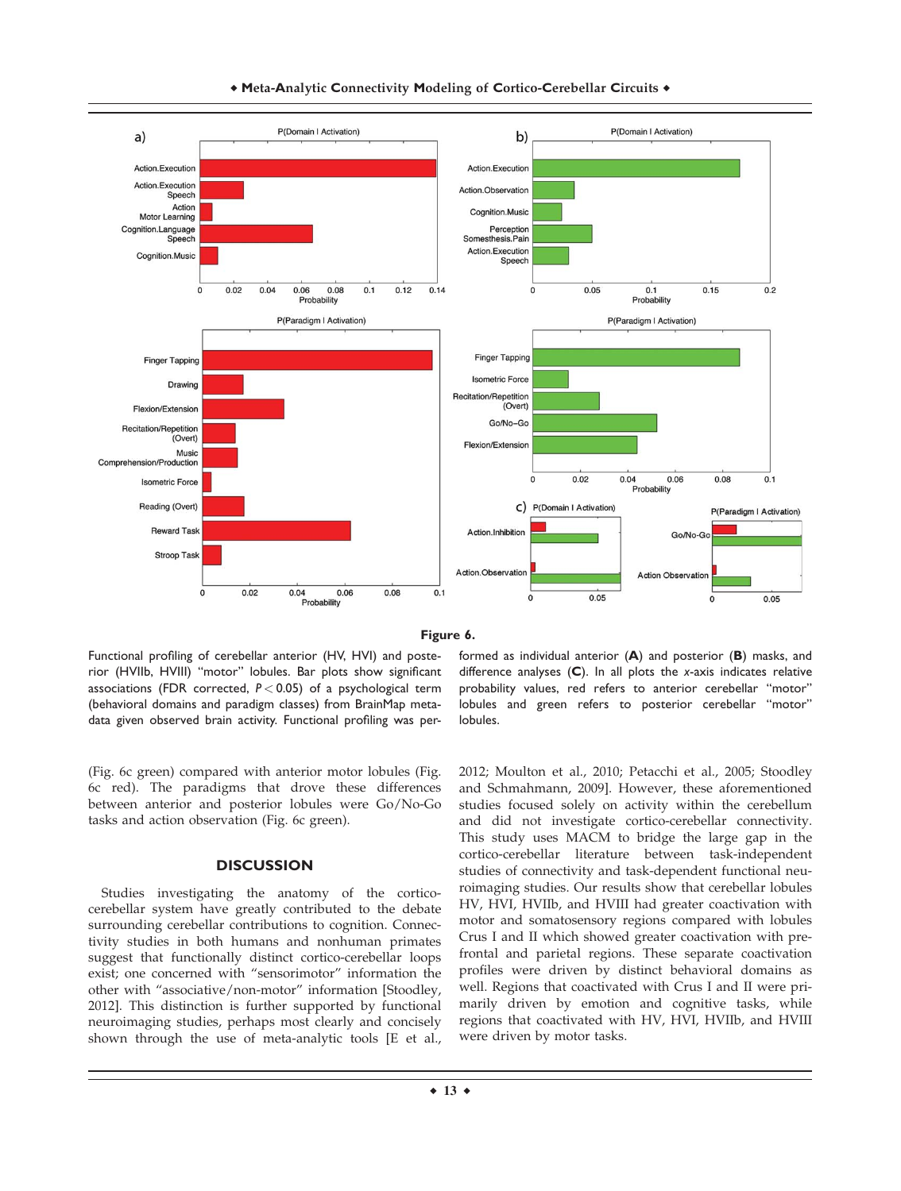**Figure 6.**

Functional profiling of cerebellar anterior (HV, HVI) and posterior (HVIIb, HVIII) "motor" lobules. Bar plots show significant associations (FDR corrected, $P < 0.05$) of a psychological term (behavioral domains and paradigm classes) from BrainMap metadata given observed brain activity. Functional profiling was performed as individual anterior (**A**) and posterior (**B**) masks, and difference analyses (**C**). In all plots the *x*-axis indicates relative probability values, red refers to anterior cerebellar "motor" lobules and green refers to posterior cerebellar "motor" lobules.

(Fig. 6c green) compared with anterior motor lobules (Fig. 6c red). The paradigms that drove these differences between anterior and posterior lobules were Go/No-Go tasks and action observation (Fig. 6c green).

## DISCUSSION

Studies investigating the anatomy of the cortico-cerebellar system have greatly contributed to the debate surrounding cerebellar contributions to cognition. Connectivity studies in both humans and nonhuman primates suggest that functionally distinct cortico-cerebellar loops exist; one concerned with "sensorimotor" information the other with "associative/non-motor" information [Stoodley, 2012]. This distinction is further supported by functional neuroimaging studies, perhaps most clearly and concisely shown through the use of meta-analytic tools [E et al., 2012; Moulton et al., 2010; Petacchi et al., 2005; Stoodley and Schmahmann, 2009]. However, these aforementioned studies focused solely on activity within the cerebellum and did not investigate cortico-cerebellar connectivity. This study uses MACM to bridge the large gap in the cortico-cerebellar literature between task-independent studies of connectivity and task-dependent functional neuroimaging studies. Our results show that cerebellar lobules HV, HVI, HVIIb, and HVIII had greater coactivation with motor and somatosensory regions compared with lobules Crus I and II which showed greater coactivation with prefrontal and parietal regions. These separate coactivation profiles were driven by distinct behavioral domains as well. Regions that coactivated with Crus I and II were primarily driven by emotion and cognitive tasks, while regions that coactivated with HV, HVI, HVIIb, and HVIII were driven by motor tasks.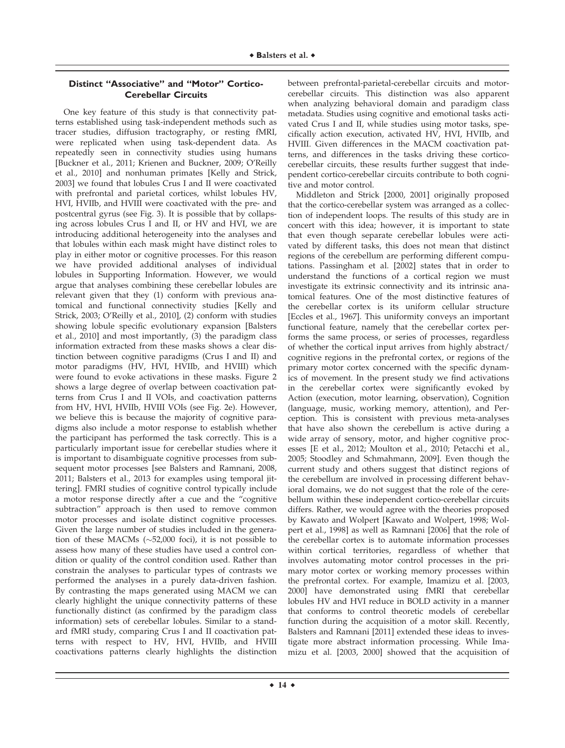### Distinct "Associative" and "Motor" Cortico-Cerebellar Circuits

One key feature of this study is that connectivity patterns established using task-independent methods such as tracer studies, diffusion tractography, or resting fMRI, were replicated when using task-dependent data. As repeatedly seen in connectivity studies using humans [Buckner et al., 2011; Krienen and Buckner, 2009; O'Reilly et al., 2010] and nonhuman primates [Kelly and Strick, 2003] we found that lobules Crus I and II were coactivated with prefrontal and parietal cortices, whilst lobules HV, HVI, HVIIb, and HVIII were coactivated with the pre- and postcentral gyrus (see Fig. 3). It is possible that by collapsing across lobules Crus I and II, or HV and HVI, we are introducing additional heterogeneity into the analyses and that lobules within each mask might have distinct roles to play in either motor or cognitive processes. For this reason we have provided additional analyses of individual lobules in Supporting Information. However, we would argue that analyses combining these cerebellar lobules are relevant given that they (1) conform with previous anatomical and functional connectivity studies [Kelly and Strick, 2003; O'Reilly et al., 2010], (2) conform with studies showing lobule specific evolutionary expansion [Balsters et al., 2010] and most importantly, (3) the paradigm class information extracted from these masks shows a clear distinction between cognitive paradigms (Crus I and II) and motor paradigms (HV, HVI, HVIIb, and HVIII) which were found to evoke activations in these masks. Figure 2 shows a large degree of overlap between coactivation patterns from Crus I and II VOIs, and coactivation patterns from HV, HVI, HVIIb, HVIII VOIs (see Fig. 2e). However, we believe this is because the majority of cognitive paradigms also include a motor response to establish whether the participant has performed the task correctly. This is a particularly important issue for cerebellar studies where it is important to disambiguate cognitive processes from subsequent motor processes [see Balsters and Ramnani, 2008, 2011; Balsters et al., 2013 for examples using temporal jittering]. FMRI studies of cognitive control typically include a motor response directly after a cue and the "cognitive subtraction" approach is then used to remove common motor processes and isolate distinct cognitive processes. Given the large number of studies included in the generation of these MACMs (~52,000 foci), it is not possible to assess how many of these studies have used a control condition or quality of the control condition used. Rather than constrain the analyses to particular types of contrasts we performed the analyses in a purely data-driven fashion. By contrasting the maps generated using MACM we can clearly highlight the unique connectivity patterns of these functionally distinct (as confirmed by the paradigm class information) sets of cerebellar lobules. Similar to a standard fMRI study, comparing Crus I and II coactivation patterns with respect to HV, HVI, HVIIb, and HVIII coactivations patterns clearly highlights the distinction between prefrontal-parietal-cerebellar circuits and motor-cerebellar circuits. This distinction was also apparent when analyzing behavioral domain and paradigm class metadata. Studies using cognitive and emotional tasks activated Crus I and II, while studies using motor tasks, specifically action execution, activated HV, HVI, HVIIb, and HVIII. Given differences in the MACM coactivation patterns, and differences in the tasks driving these cortico-cerebellar circuits, these results further suggest that independent cortico-cerebellar circuits contribute to both cognitive and motor control.

Middleton and Strick [2000, 2001] originally proposed that the cortico-cerebellar system was arranged as a collection of independent loops. The results of this study are in concert with this idea; however, it is important to state that even though separate cerebellar lobules were activated by different tasks, this does not mean that distinct regions of the cerebellum are performing different computations. Passingham et al. [2002] states that in order to understand the functions of a cortical region we must investigate its extrinsic connectivity and its intrinsic anatomical features. One of the most distinctive features of the cerebellar cortex is its uniform cellular structure [Eccles et al., 1967]. This uniformity conveys an important functional feature, namely that the cerebellar cortex performs the same process, or series of processes, regardless of whether the cortical input arrives from highly abstract/cognitive regions in the prefrontal cortex, or regions of the primary motor cortex concerned with the specific dynamics of movement. In the present study we find activations in the cerebellar cortex were significantly evoked by Action (execution, motor learning, observation), Cognition (language, music, working memory, attention), and Perception. This is consistent with previous meta-analyses that have also shown the cerebellum is active during a wide array of sensory, motor, and higher cognitive processes [E et al., 2012; Moulton et al., 2010; Petacchi et al., 2005; Stoodley and Schmahmann, 2009]. Even though the current study and others suggest that distinct regions of the cerebellum are involved in processing different behavioral domains, we do not suggest that the role of the cerebellum within these independent cortico-cerebellar circuits differs. Rather, we would agree with the theories proposed by Kawato and Wolpert [Kawato and Wolpert, 1998; Wolpert et al., 1998] as well as Ramnani [2006] that the role of the cerebellar cortex is to automate information processes within cortical territories, regardless of whether that involves automating motor control processes in the primary motor cortex or working memory processes within the prefrontal cortex. For example, Imamizu et al. [2003, 2000] have demonstrated using fMRI that cerebellar lobules HV and HVI reduce in BOLD activity in a manner that conforms to control theoretic models of cerebellar function during the acquisition of a motor skill. Recently, Balsters and Ramnani [2011] extended these ideas to investigate more abstract information processing. While Imamizu et al. [2003, 2000] showed that the acquisition of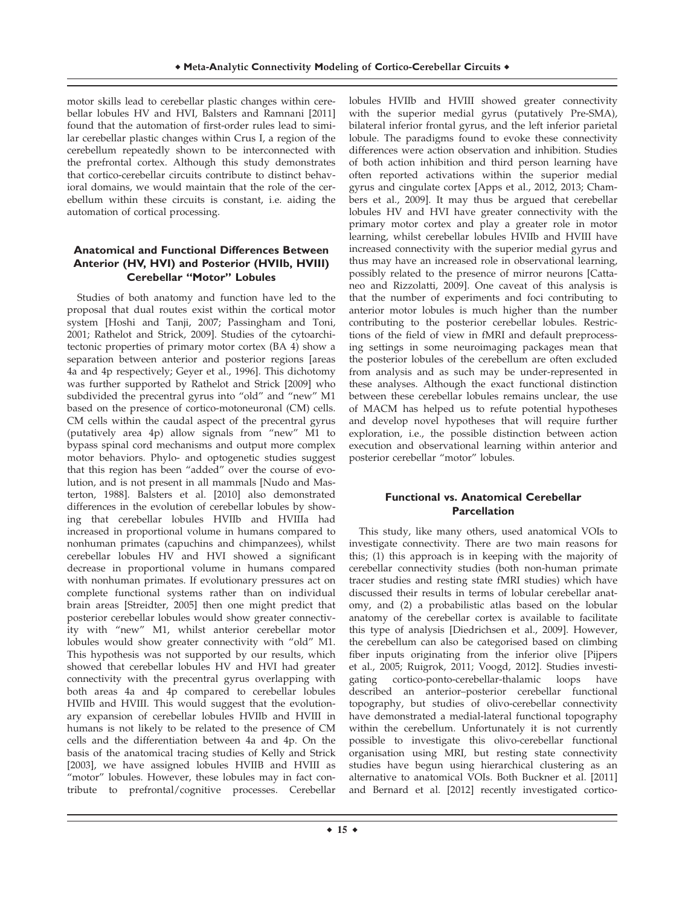motor skills lead to cerebellar plastic changes within cerebellar lobules HV and HVI, Balsters and Ramnani [2011] found that the automation of first-order rules lead to similar cerebellar plastic changes within Crus I, a region of the cerebellum repeatedly shown to be interconnected with the prefrontal cortex. Although this study demonstrates that cortico-cerebellar circuits contribute to distinct behavioral domains, we would maintain that the role of the cerebellum within these circuits is constant, i.e. aiding the automation of cortical processing.

### Anatomical and Functional Differences Between Anterior (HV, HVI) and Posterior (HVIIb, HVIII) Cerebellar "Motor" Lobules

Studies of both anatomy and function have led to the proposal that dual routes exist within the cortical motor system [Hoshi and Tanji, 2007; Passingham and Toni, 2001; Rathelot and Strick, 2009]. Studies of the cytoarchitectonic properties of primary motor cortex (BA 4) show a separation between anterior and posterior regions [areas 4a and 4p respectively; Geyer et al., 1996]. This dichotomy was further supported by Rathelot and Strick [2009] who subdivided the precentral gyrus into "old" and "new" M1 based on the presence of cortico-motoneuronal (CM) cells. CM cells within the caudal aspect of the precentral gyrus (putatively area 4p) allow signals from "new" M1 to bypass spinal cord mechanisms and output more complex motor behaviors. Phylo- and optogenetic studies suggest that this region has been "added" over the course of evolution, and is not present in all mammals [Nudo and Masterton, 1988]. Balsters et al. [2010] also demonstrated differences in the evolution of cerebellar lobules by showing that cerebellar lobules HVIIb and HVIIIa had increased in proportional volume in humans compared to nonhuman primates (capuchins and chimpanzees), whilst cerebellar lobules HV and HVI showed a significant decrease in proportional volume in humans compared with nonhuman primates. If evolutionary pressures act on complete functional systems rather than on individual brain areas [Streidter, 2005] then one might predict that posterior cerebellar lobules would show greater connectivity with "new" M1, whilst anterior cerebellar motor lobules would show greater connectivity with "old" M1. This hypothesis was not supported by our results, which showed that cerebellar lobules HV and HVI had greater connectivity with the precentral gyrus overlapping with both areas 4a and 4p compared to cerebellar lobules HVIIb and HVIII. This would suggest that the evolutionary expansion of cerebellar lobules HVIIb and HVIII in humans is not likely to be related to the presence of CM cells and the differentiation between 4a and 4p. On the basis of the anatomical tracing studies of Kelly and Strick [2003], we have assigned lobules HVIIB and HVIII as "motor" lobules. However, these lobules may in fact contribute to prefrontal/cognitive processes. Cerebellar lobules HVIIb and HVIII showed greater connectivity with the superior medial gyrus (putatively Pre-SMA), bilateral inferior frontal gyrus, and the left inferior parietal lobule. The paradigms found to evoke these connectivity differences were action observation and inhibition. Studies of both action inhibition and third person learning have often reported activations within the superior medial gyrus and cingulate cortex [Apps et al., 2012, 2013; Chambers et al., 2009]. It may thus be argued that cerebellar lobules HV and HVI have greater connectivity with the primary motor cortex and play a greater role in motor learning, whilst cerebellar lobules HVIIb and HVIII have increased connectivity with the superior medial gyrus and thus may have an increased role in observational learning, possibly related to the presence of mirror neurons [Cattaneo and Rizzolatti, 2009]. One caveat of this analysis is that the number of experiments and foci contributing to anterior motor lobules is much higher than the number contributing to the posterior cerebellar lobules. Restrictions of the field of view in fMRI and default preprocessing settings in some neuroimaging packages mean that the posterior lobules of the cerebellum are often excluded from analysis and as such may be under-represented in these analyses. Although the exact functional distinction between these cerebellar lobules remains unclear, the use of MACM has helped us to refute potential hypotheses and develop novel hypotheses that will require further exploration, i.e., the possible distinction between action execution and observational learning within anterior and posterior cerebellar "motor" lobules.

### Functional vs. Anatomical Cerebellar Parcellation

This study, like many others, used anatomical VOIs to investigate connectivity. There are two main reasons for this; (1) this approach is in keeping with the majority of cerebellar connectivity studies (both non-human primate tracer studies and resting state fMRI studies) which have discussed their results in terms of lobular cerebellar anatomy, and (2) a probabilistic atlas based on the lobular anatomy of the cerebellar cortex is available to facilitate this type of analysis [Diedrichsen et al., 2009]. However, the cerebellum can also be categorised based on climbing fiber inputs originating from the inferior olive [Pijpers et al., 2005; Ruigrok, 2011; Voogd, 2012]. Studies investigating cortico-ponto-cerebellar-thalamic loops have described an anterior–posterior cerebellar functional topography, but studies of olivo-cerebellar connectivity have demonstrated a medial-lateral functional topography within the cerebellum. Unfortunately it is not currently possible to investigate this olivo-cerebellar functional organisation using MRI, but resting state connectivity studies have begun using hierarchical clustering as an alternative to anatomical VOIs. Both Buckner et al. [2011] and Bernard et al. [2012] recently investigated cortico-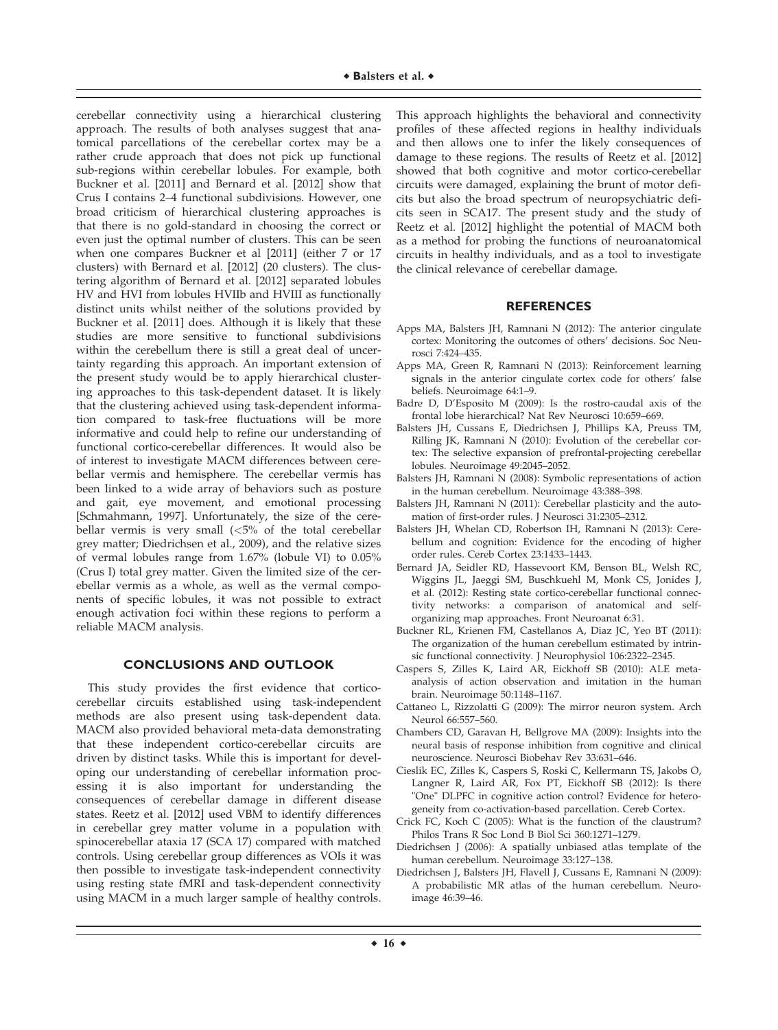cerebellar connectivity using a hierarchical clustering approach. The results of both analyses suggest that anatomical parcellations of the cerebellar cortex may be a rather crude approach that does not pick up functional sub-regions within cerebellar lobules. For example, both Buckner et al. [2011] and Bernard et al. [2012] show that Crus I contains 2–4 functional subdivisions. However, one broad criticism of hierarchical clustering approaches is that there is no gold-standard in choosing the correct or even just the optimal number of clusters. This can be seen when one compares Buckner et al [2011] (either 7 or 17 clusters) with Bernard et al. [2012] (20 clusters). The clustering algorithm of Bernard et al. [2012] separated lobules HV and HVI from lobules HVIIb and HVIII as functionally distinct units whilst neither of the solutions provided by Buckner et al. [2011] does. Although it is likely that these studies are more sensitive to functional subdivisions within the cerebellum there is still a great deal of uncertainty regarding this approach. An important extension of the present study would be to apply hierarchical clustering approaches to this task-dependent dataset. It is likely that the clustering achieved using task-dependent information compared to task-free fluctuations will be more informative and could help to refine our understanding of functional cortico-cerebellar differences. It would also be of interest to investigate MACM differences between cerebellar vermis and hemisphere. The cerebellar vermis has been linked to a wide array of behaviors such as posture and gait, eye movement, and emotional processing [Schmahmann, 1997]. Unfortunately, the size of the cerebellar vermis is very small (<5% of the total cerebellar grey matter; Diedrichsen et al., 2009), and the relative sizes of vermal lobules range from 1.67% (lobule VI) to 0.05% (Crus I) total grey matter. Given the limited size of the cerebellar vermis as a whole, as well as the vermal components of specific lobules, it was not possible to extract enough activation foci within these regions to perform a reliable MACM analysis.

## CONCLUSIONS AND OUTLOOK

This study provides the first evidence that cortico-cerebellar circuits established using task-independent methods are also present using task-dependent data. MACM also provided behavioral meta-data demonstrating that these independent cortico-cerebellar circuits are driven by distinct tasks. While this is important for developing our understanding of cerebellar information processing it is also important for understanding the consequences of cerebellar damage in different disease states. Reetz et al. [2012] used VBM to identify differences in cerebellar grey matter volume in a population with spinocerebellar ataxia 17 (SCA 17) compared with matched controls. Using cerebellar group differences as VOIs it was then possible to investigate task-independent connectivity using resting state fMRI and task-dependent connectivity using MACM in a much larger sample of healthy controls. This approach highlights the behavioral and connectivity profiles of these affected regions in healthy individuals and then allows one to infer the likely consequences of damage to these regions. The results of Reetz et al. [2012] showed that both cognitive and motor cortico-cerebellar circuits were damaged, explaining the brunt of motor deficits but also the broad spectrum of neuropsychiatric deficits seen in SCA17. The present study and the study of Reetz et al. [2012] highlight the potential of MACM both as a method for probing the functions of neuroanatomical circuits in healthy individuals, and as a tool to investigate the clinical relevance of cerebellar damage.

## REFERENCES

- Apps MA, Balsters JH, Ramnani N (2012): The anterior cingulate cortex: Monitoring the outcomes of others' decisions. Soc Neurosci 7:424–435.
- Apps MA, Green R, Ramnani N (2013): Reinforcement learning signals in the anterior cingulate cortex code for others' false beliefs. Neuroimage 64:1–9.
- Badre D, D'Esposito M (2009): Is the rostro-caudal axis of the frontal lobe hierarchical? Nat Rev Neurosci 10:659–669.
- Balsters JH, Cussans E, Diedrichsen J, Phillips KA, Preuss TM, Rilling JK, Ramnani N (2010): Evolution of the cerebellar cortex: The selective expansion of prefrontal-projecting cerebellar lobules. Neuroimage 49:2045–2052.
- Balsters JH, Ramnani N (2008): Symbolic representations of action in the human cerebellum. Neuroimage 43:388–398.
- Balsters JH, Ramnani N (2011): Cerebellar plasticity and the automation of first-order rules. J Neurosci 31:2305–2312.
- Balsters JH, Whelan CD, Robertson IH, Ramnani N (2013): Cerebellum and cognition: Evidence for the encoding of higher order rules. Cereb Cortex 23:1433–1443.
- Bernard JA, Seidler RD, Hassevoort KM, Benson BL, Welsh RC, Wiggins JL, Jaeggi SM, Buschkuehl M, Monk CS, Jonides J, et al. (2012): Resting state cortico-cerebellar functional connectivity networks: a comparison of anatomical and self-organizing map approaches. Front Neuroanat 6:31.
- Buckner RL, Krienen FM, Castellanos A, Diaz JC, Yeo BT (2011): The organization of the human cerebellum estimated by intrinsic functional connectivity. J Neurophysiol 106:2322–2345.
- Caspers S, Zilles K, Laird AR, Eickhoff SB (2010): ALE meta-analysis of action observation and imitation in the human brain. Neuroimage 50:1148–1167.
- Cattaneo L, Rizzolatti G (2009): The mirror neuron system. Arch Neurol 66:557–560.
- Chambers CD, Garavan H, Bellgrove MA (2009): Insights into the neural basis of response inhibition from cognitive and clinical neuroscience. Neurosci Biobehav Rev 33:631–646.
- Cieslik EC, Zilles K, Caspers S, Roski C, Kellermann TS, Jakobs O, Langner R, Laird AR, Fox PT, Eickhoff SB (2012): Is there "One" DLPFC in cognitive action control? Evidence for heterogeneity from co-activation-based parcellation. Cereb Cortex.
- Crick FC, Koch C (2005): What is the function of the claustrum? Philos Trans R Soc Lond B Biol Sci 360:1271–1279.
- Diedrichsen J (2006): A spatially unbiased atlas template of the human cerebellum. Neuroimage 33:127–138.
- Diedrichsen J, Balsters JH, Flavell J, Cussans E, Ramnani N (2009): A probabilistic MR atlas of the human cerebellum. Neuroimage 46:39–46.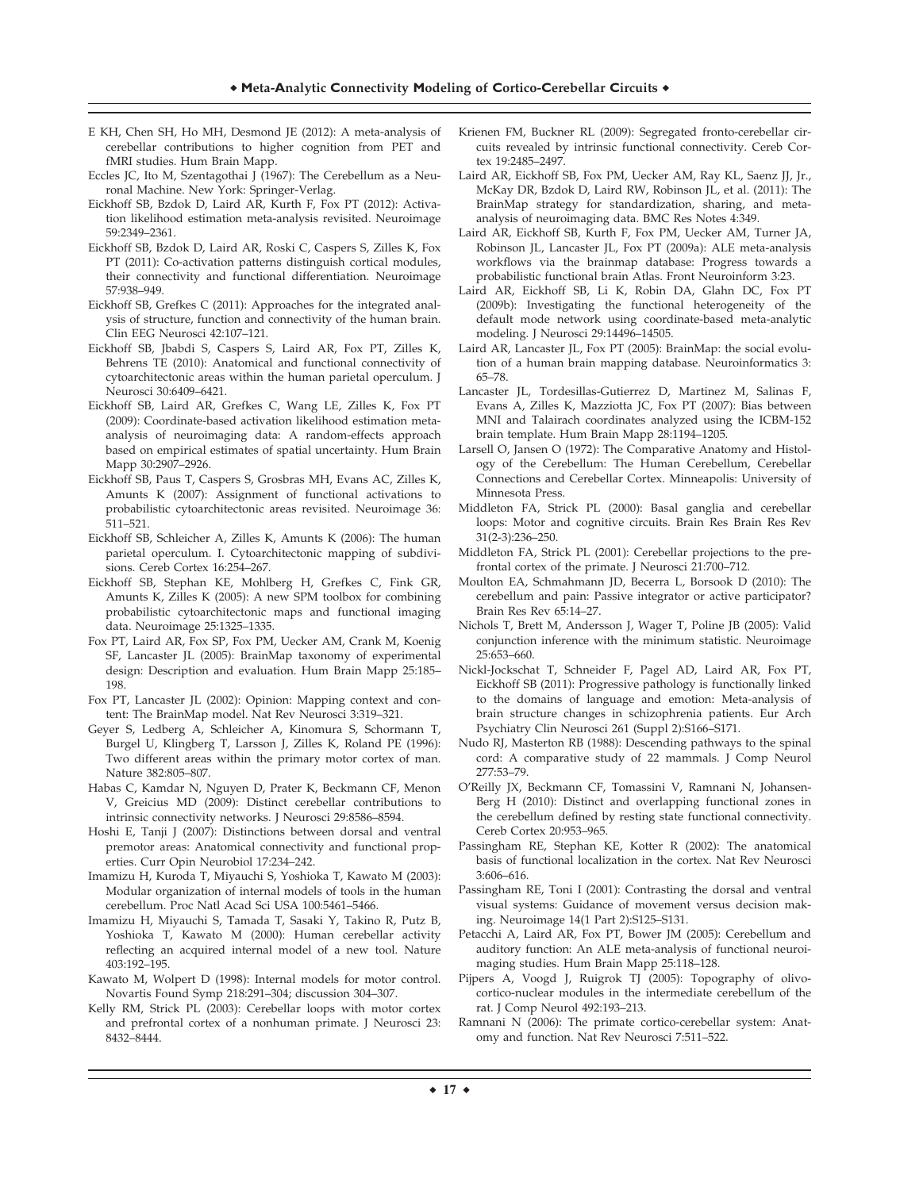E KH, Chen SH, Ho MH, Desmond JE (2012): A meta-analysis of cerebellar contributions to higher cognition from PET and fMRI studies. Hum Brain Mapp.

Eccles JC, Ito M, Szentagothai J (1967): The Cerebellum as a Neuronal Machine. New York: Springer-Verlag.

Eickhoff SB, Bzdok D, Laird AR, Kurth F, Fox PT (2012): Activation likelihood estimation meta-analysis revisited. Neuroimage 59:2349–2361.

Eickhoff SB, Bzdok D, Laird AR, Roski C, Caspers S, Zilles K, Fox PT (2011): Co-activation patterns distinguish cortical modules, their connectivity and functional differentiation. Neuroimage 57:938–949.

Eickhoff SB, Grefkes C (2011): Approaches for the integrated analysis of structure, function and connectivity of the human brain. Clin EEG Neurosci 42:107–121.

Eickhoff SB, Jbabdi S, Caspers S, Laird AR, Fox PT, Zilles K, Behrens TE (2010): Anatomical and functional connectivity of cytoarchitectonic areas within the human parietal operculum. J Neurosci 30:6409–6421.

Eickhoff SB, Laird AR, Grefkes C, Wang LE, Zilles K, Fox PT (2009): Coordinate-based activation likelihood estimation meta-analysis of neuroimaging data: A random-effects approach based on empirical estimates of spatial uncertainty. Hum Brain Mapp 30:2907–2926.

Eickhoff SB, Paus T, Caspers S, Grosbras MH, Evans AC, Zilles K, Amunts K (2007): Assignment of functional activations to probabilistic cytoarchitectonic areas revisited. Neuroimage 36: 511–521.

Eickhoff SB, Schleicher A, Zilles K, Amunts K (2006): The human parietal operculum. I. Cytoarchitectonic mapping of subdivisions. Cereb Cortex 16:254–267.

Eickhoff SB, Stephan KE, Mohlberg H, Grefkes C, Fink GR, Amunts K, Zilles K (2005): A new SPM toolbox for combining probabilistic cytoarchitectonic maps and functional imaging data. Neuroimage 25:1325–1335.

Fox PT, Laird AR, Fox SP, Fox PM, Uecker AM, Crank M, Koenig SF, Lancaster JL (2005): BrainMap taxonomy of experimental design: Description and evaluation. Hum Brain Mapp 25:185–198.

Fox PT, Lancaster JL (2002): Opinion: Mapping context and content: The BrainMap model. Nat Rev Neurosci 3:319–321.

Geyer S, Ledberg A, Schleicher A, Kinomura S, Schormann T, Burgel U, Klingberg T, Larsson J, Zilles K, Roland PE (1996): Two different areas within the primary motor cortex of man. Nature 382:805–807.

Habas C, Kamdar N, Nguyen D, Prater K, Beckmann CF, Menon V, Greicius MD (2009): Distinct cerebellar contributions to intrinsic connectivity networks. J Neurosci 29:8586–8594.

Hoshi E, Tanji J (2007): Distinctions between dorsal and ventral premotor areas: Anatomical connectivity and functional properties. Curr Opin Neurobiol 17:234–242.

Imamizu H, Kuroda T, Miyauchi S, Yoshioka T, Kawato M (2003): Modular organization of internal models of tools in the human cerebellum. Proc Natl Acad Sci USA 100:5461–5466.

Imamizu H, Miyauchi S, Tamada T, Sasaki Y, Takino R, Putz B, Yoshioka T, Kawato M (2000): Human cerebellar activity reflecting an acquired internal model of a new tool. Nature 403:192–195.

Kawato M, Wolpert D (1998): Internal models for motor control. Novartis Found Symp 218:291–304; discussion 304–307.

Kelly RM, Strick PL (2003): Cerebellar loops with motor cortex and prefrontal cortex of a nonhuman primate. J Neurosci 23: 8432–8444.

Krienen FM, Buckner RL (2009): Segregated fronto-cerebellar circuits revealed by intrinsic functional connectivity. Cereb Cortex 19:2485–2497.

Laird AR, Eickhoff SB, Fox PM, Uecker AM, Ray KL, Saenz JJ, Jr., McKay DR, Bzdok D, Laird RW, Robinson JL, et al. (2011): The BrainMap strategy for standardization, sharing, and meta-analysis of neuroimaging data. BMC Res Notes 4:349.

Laird AR, Eickhoff SB, Kurth F, Fox PM, Uecker AM, Turner JA, Robinson JL, Lancaster JL, Fox PT (2009a): ALE meta-analysis workflows via the brainmap database: Progress towards a probabilistic functional brain Atlas. Front Neuroinform 3:23.

Laird AR, Eickhoff SB, Li K, Robin DA, Glahn DC, Fox PT (2009b): Investigating the functional heterogeneity of the default mode network using coordinate-based meta-analytic modeling. J Neurosci 29:14496–14505.

Laird AR, Lancaster JL, Fox PT (2005): BrainMap: the social evolution of a human brain mapping database. Neuroinformatics 3: 65–78.

Lancaster JL, Tordesillas-Gutierrez D, Martinez M, Salinas F, Evans A, Zilles K, Mazziotta JC, Fox PT (2007): Bias between MNI and Talairach coordinates analyzed using the ICBM-152 brain template. Hum Brain Mapp 28:1194–1205.

Larsell O, Jansen O (1972): The Comparative Anatomy and Histology of the Cerebellum: The Human Cerebellum, Cerebellar Connections and Cerebellar Cortex. Minneapolis: University of Minnesota Press.

Middleton FA, Strick PL (2000): Basal ganglia and cerebellar loops: Motor and cognitive circuits. Brain Res Brain Res Rev 31(2-3):236–250.

Middleton FA, Strick PL (2001): Cerebellar projections to the prefrontal cortex of the primate. J Neurosci 21:700–712.

Moulton EA, Schmahmann JD, Becerra L, Borsook D (2010): The cerebellum and pain: Passive integrator or active participator? Brain Res Rev 65:14–27.

Nichols T, Brett M, Andersson J, Wager T, Poline JB (2005): Valid conjunction inference with the minimum statistic. Neuroimage 25:653–660.

Nickl-Jockschat T, Schneider F, Pagel AD, Laird AR, Fox PT, Eickhoff SB (2011): Progressive pathology is functionally linked to the domains of language and emotion: Meta-analysis of brain structure changes in schizophrenia patients. Eur Arch Psychiatry Clin Neurosci 261 (Suppl 2):S166–S171.

Nudo RJ, Masterton RB (1988): Descending pathways to the spinal cord: A comparative study of 22 mammals. J Comp Neurol 277:53–79.

O'Reilly JX, Beckmann CF, Tomassini V, Ramnani N, Johansen-Berg H (2010): Distinct and overlapping functional zones in the cerebellum defined by resting state functional connectivity. Cereb Cortex 20:953–965.

Passingham RE, Stephan KE, Kotter R (2002): The anatomical basis of functional localization in the cortex. Nat Rev Neurosci 3:606–616.

Passingham RE, Toni I (2001): Contrasting the dorsal and ventral visual systems: Guidance of movement versus decision making. Neuroimage 14(1 Part 2):S125–S131.

Petacchi A, Laird AR, Fox PT, Bower JM (2005): Cerebellum and auditory function: An ALE meta-analysis of functional neuroimaging studies. Hum Brain Mapp 25:118–128.

Pijpers A, Voogd J, Ruigrok TJ (2005): Topography of olivo-cortico-nuclear modules in the intermediate cerebellum of the rat. J Comp Neurol 492:193–213.

Ramnani N (2006): The primate cortico-cerebellar system: Anatomy and function. Nat Rev Neurosci 7:511–522.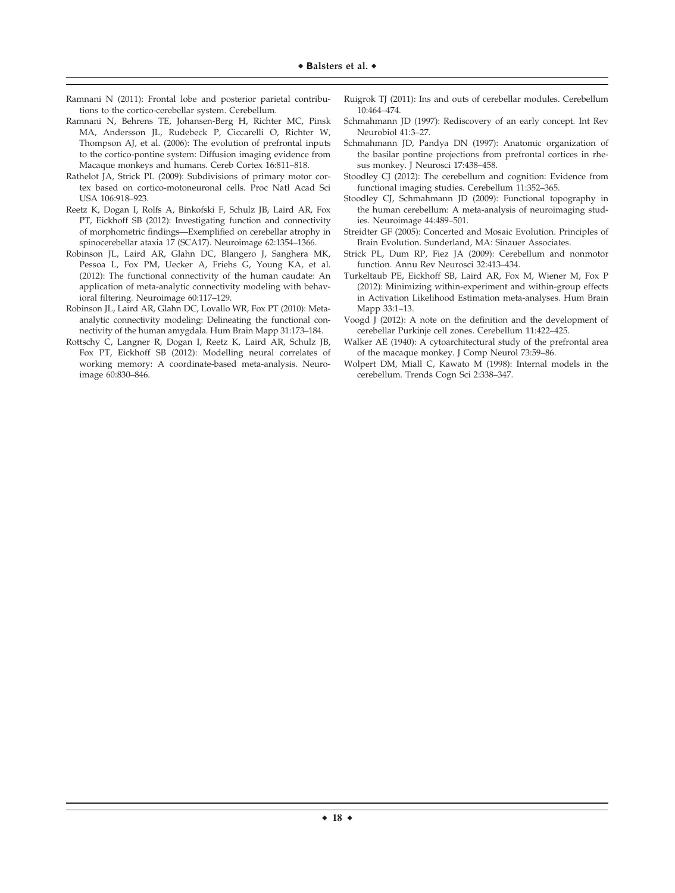Ramnani N (2011): Frontal lobe and posterior parietal contributions to the cortico-cerebellar system. Cerebellum.

Ramnani N, Behrens TE, Johansen-Berg H, Richter MC, Pinsk MA, Andersson JL, Rudebeck P, Ciccarelli O, Richter W, Thompson AJ, et al. (2006): The evolution of prefrontal inputs to the cortico-pontine system: Diffusion imaging evidence from Macaque monkeys and humans. Cereb Cortex 16:811–818.

Rathelot JA, Strick PL (2009): Subdivisions of primary motor cortex based on cortico-motoneuronal cells. Proc Natl Acad Sci USA 106:918–923.

Reetz K, Dogan I, Rolfs A, Binkofski F, Schulz JB, Laird AR, Fox PT, Eickhoff SB (2012): Investigating function and connectivity of morphometric findings—Exemplified on cerebellar atrophy in spinocerebellar ataxia 17 (SCA17). Neuroimage 62:1354–1366.

Robinson JL, Laird AR, Glahn DC, Blangero J, Sanghera MK, Pessoa L, Fox PM, Uecker A, Friehs G, Young KA, et al. (2012): The functional connectivity of the human caudate: An application of meta-analytic connectivity modeling with behavioral filtering. Neuroimage 60:117–129.

Robinson JL, Laird AR, Glahn DC, Lovallo WR, Fox PT (2010): Meta-analytic connectivity modeling: Delineating the functional connectivity of the human amygdala. Hum Brain Mapp 31:173–184.

Rottschy C, Langner R, Dogan I, Reetz K, Laird AR, Schulz JB, Fox PT, Eickhoff SB (2012): Modelling neural correlates of working memory: A coordinate-based meta-analysis. Neuroimage 60:830–846.

Ruigrok TJ (2011): Ins and outs of cerebellar modules. Cerebellum 10:464–474.

Schmahmann JD (1997): Rediscovery of an early concept. Int Rev Neurobiol 41:3–27.

Schmahmann JD, Pandya DN (1997): Anatomic organization of the basilar pontine projections from prefrontal cortices in rhesus monkey. J Neurosci 17:438–458.

Stoodley CJ (2012): The cerebellum and cognition: Evidence from functional imaging studies. Cerebellum 11:352–365.

Stoodley CJ, Schmahmann JD (2009): Functional topography in the human cerebellum: A meta-analysis of neuroimaging studies. Neuroimage 44:489–501.

Streidter GF (2005): Concerted and Mosaic Evolution. Principles of Brain Evolution. Sunderland, MA: Sinauer Associates.

Strick PL, Dum RP, Fiez JA (2009): Cerebellum and nonmotor function. Annu Rev Neurosci 32:413–434.

Turkeltaub PE, Eickhoff SB, Laird AR, Fox M, Wiener M, Fox P (2012): Minimizing within-experiment and within-group effects in Activation Likelihood Estimation meta-analyses. Hum Brain Mapp 33:1–13.

Voogd J (2012): A note on the definition and the development of cerebellar Purkinje cell zones. Cerebellum 11:422–425.

Walker AE (1940): A cytoarchitectural study of the prefrontal area of the macaque monkey. J Comp Neurol 73:59–86.

Wolpert DM, Miall C, Kawato M (1998): Internal models in the cerebellum. Trends Cogn Sci 2:338–347.